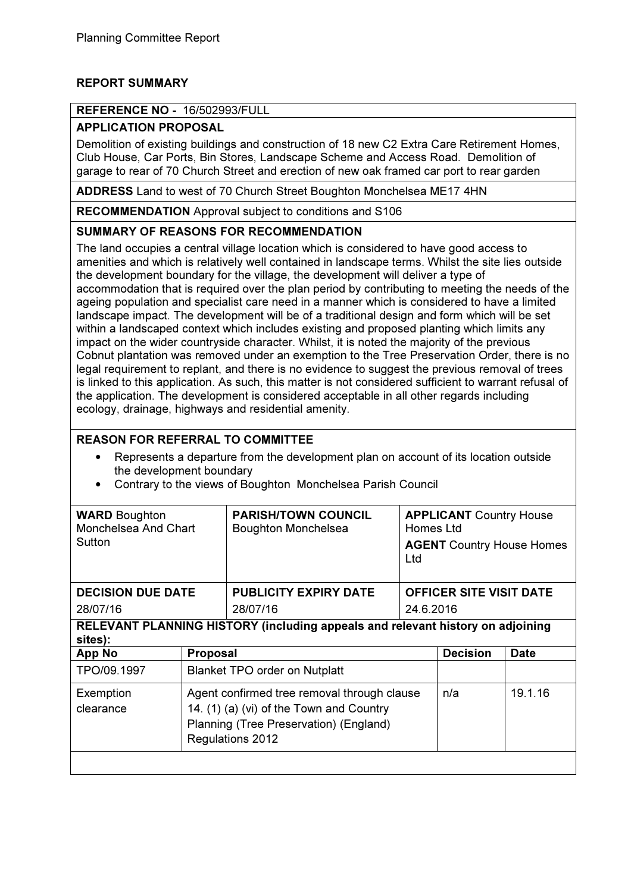## REPORT SUMMARY

**REFERENCE NO -** 16/502993/FULL

**APPLICATION PROPOSAL**

Demolition of existing buildings and construction of 18 new C2 Extra Care Retirement Homes, Club House, Car Ports, Bin Stores, Landscape Scheme and Access Road. Demolition of garage to rear of 70 Church Street and erection of new oak framed car port to rear garden

**ADDRESS** Land to west of 70 Church Street Boughton Monchelsea ME17 4HN

**RECOMMENDATION** Approval subject to conditions and S106

**SUMMARY OF REASONS FOR RECOMMENDATION**

The land occupies a central village location which is considered to have good access to amenities and which is relatively well contained in landscape terms. Whilst the site lies outside the development boundary for the village, the development will deliver a type of accommodation that is required over the plan period by contributing to meeting the needs of the ageing population and specialist care need in a manner which is considered to have a limited landscape impact. The development will be of a traditional design and form which will be set within a landscaped context which includes existing and proposed planting which limits any impact on the wider countryside character. Whilst, it is noted the majority of the previous Cobnut plantation was removed under an exemption to the Tree Preservation Order, there is no legal requirement to replant, and there is no evidence to suggest the previous removal of trees is linked to this application. As such, this matter is not considered sufficient to warrant refusal of the application. The development is considered acceptable in all other regards including ecology, drainage, highways and residential amenity.

**REASON FOR REFERRAL TO COMMITTEE**

- Represents a departure from the development plan on account of its location outside the development boundary
- Contrary to the views of Boughton Monchelsea Parish Council

| **WARD** Boughton Monchelsea And Chart Sutton | **PARISH/TOWN COUNCIL** Boughton Monchelsea | **APPLICANT** Country House Homes Ltd<br>**AGENT** Country House Homes Ltd |
|---|---|---|
| **DECISION DUE DATE**<br>28/07/16 | **PUBLICITY EXPIRY DATE**<br>28/07/16 | **OFFICER SITE VISIT DATE**<br>24.6.2016 |

**RELEVANT PLANNING HISTORY (including appeals and relevant history on adjoining sites):**

| App No | Proposal | Decision | Date |
|---|---|---|---|
| TPO/09.1997 | Blanket TPO order on Nutplatt | | |
| Exemption clearance | Agent confirmed tree removal through clause 14. (1) (a) (vi) of the Town and Country Planning (Tree Preservation) (England) Regulations 2012 | n/a | 19.1.16 |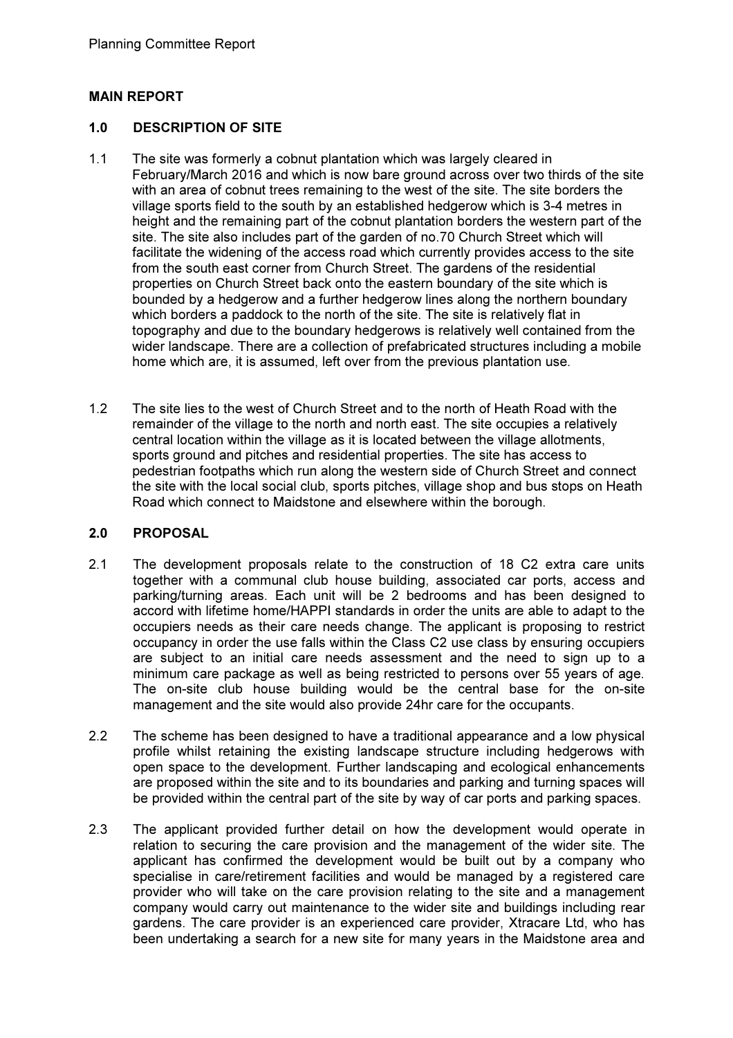## MAIN REPORT

### 1.0 DESCRIPTION OF SITE

1.1 The site was formerly a cobnut plantation which was largely cleared in February/March 2016 and which is now bare ground across over two thirds of the site with an area of cobnut trees remaining to the west of the site. The site borders the village sports field to the south by an established hedgerow which is 3-4 metres in height and the remaining part of the cobnut plantation borders the western part of the site. The site also includes part of the garden of no.70 Church Street which will facilitate the widening of the access road which currently provides access to the site from the south east corner from Church Street. The gardens of the residential properties on Church Street back onto the eastern boundary of the site which is bounded by a hedgerow and a further hedgerow lines along the northern boundary which borders a paddock to the north of the site. The site is relatively flat in topography and due to the boundary hedgerows is relatively well contained from the wider landscape. There are a collection of prefabricated structures including a mobile home which are, it is assumed, left over from the previous plantation use.

1.2 The site lies to the west of Church Street and to the north of Heath Road with the remainder of the village to the north and north east. The site occupies a relatively central location within the village as it is located between the village allotments, sports ground and pitches and residential properties. The site has access to pedestrian footpaths which run along the western side of Church Street and connect the site with the local social club, sports pitches, village shop and bus stops on Heath Road which connect to Maidstone and elsewhere within the borough.

### 2.0 PROPOSAL

2.1 The development proposals relate to the construction of 18 C2 extra care units together with a communal club house building, associated car ports, access and parking/turning areas. Each unit will be 2 bedrooms and has been designed to accord with lifetime home/HAPPI standards in order the units are able to adapt to the occupiers needs as their care needs change. The applicant is proposing to restrict occupancy in order the use falls within the Class C2 use class by ensuring occupiers are subject to an initial care needs assessment and the need to sign up to a minimum care package as well as being restricted to persons over 55 years of age. The on-site club house building would be the central base for the on-site management and the site would also provide 24hr care for the occupants.

2.2 The scheme has been designed to have a traditional appearance and a low physical profile whilst retaining the existing landscape structure including hedgerows with open space to the development. Further landscaping and ecological enhancements are proposed within the site and to its boundaries and parking and turning spaces will be provided within the central part of the site by way of car ports and parking spaces.

2.3 The applicant provided further detail on how the development would operate in relation to securing the care provision and the management of the wider site. The applicant has confirmed the development would be built out by a company who specialise in care/retirement facilities and would be managed by a registered care provider who will take on the care provision relating to the site and a management company would carry out maintenance to the wider site and buildings including rear gardens. The care provider is an experienced care provider, Xtracare Ltd, who has been undertaking a search for a new site for many years in the Maidstone area and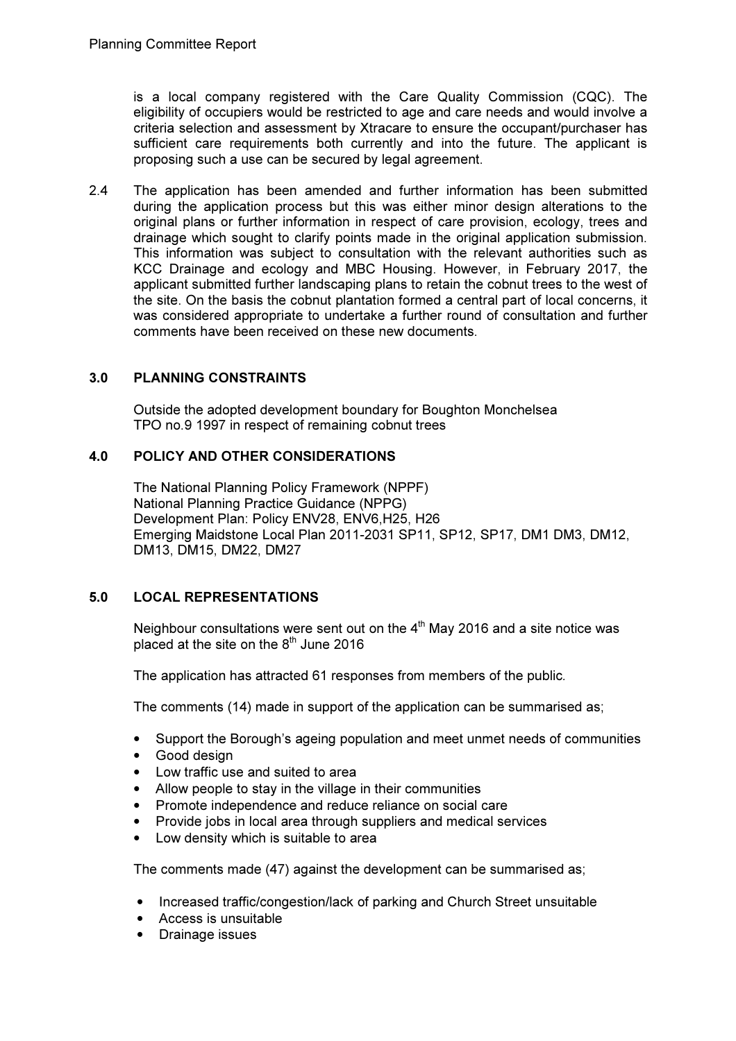is a local company registered with the Care Quality Commission (CQC). The eligibility of occupiers would be restricted to age and care needs and would involve a criteria selection and assessment by Xtracare to ensure the occupant/purchaser has sufficient care requirements both currently and into the future. The applicant is proposing such a use can be secured by legal agreement.

2.4 The application has been amended and further information has been submitted during the application process but this was either minor design alterations to the original plans or further information in respect of care provision, ecology, trees and drainage which sought to clarify points made in the original application submission. This information was subject to consultation with the relevant authorities such as KCC Drainage and ecology and MBC Housing. However, in February 2017, the applicant submitted further landscaping plans to retain the cobnut trees to the west of the site. On the basis the cobnut plantation formed a central part of local concerns, it was considered appropriate to undertake a further round of consultation and further comments have been received on these new documents.

## 3.0 PLANNING CONSTRAINTS

Outside the adopted development boundary for Boughton Monchelsea
TPO no.9 1997 in respect of remaining cobnut trees

## 4.0 POLICY AND OTHER CONSIDERATIONS

The National Planning Policy Framework (NPPF)
National Planning Practice Guidance (NPPG)
Development Plan: Policy ENV28, ENV6,H25, H26
Emerging Maidstone Local Plan 2011-2031 SP11, SP12, SP17, DM1 DM3, DM12, DM13, DM15, DM22, DM27

## 5.0 LOCAL REPRESENTATIONS

Neighbour consultations were sent out on the 4th May 2016 and a site notice was placed at the site on the 8th June 2016

The application has attracted 61 responses from members of the public.

The comments (14) made in support of the application can be summarised as;

- Support the Borough's ageing population and meet unmet needs of communities
- Good design
- Low traffic use and suited to area
- Allow people to stay in the village in their communities
- Promote independence and reduce reliance on social care
- Provide jobs in local area through suppliers and medical services
- Low density which is suitable to area

The comments made (47) against the development can be summarised as;

- Increased traffic/congestion/lack of parking and Church Street unsuitable
- Access is unsuitable
- Drainage issues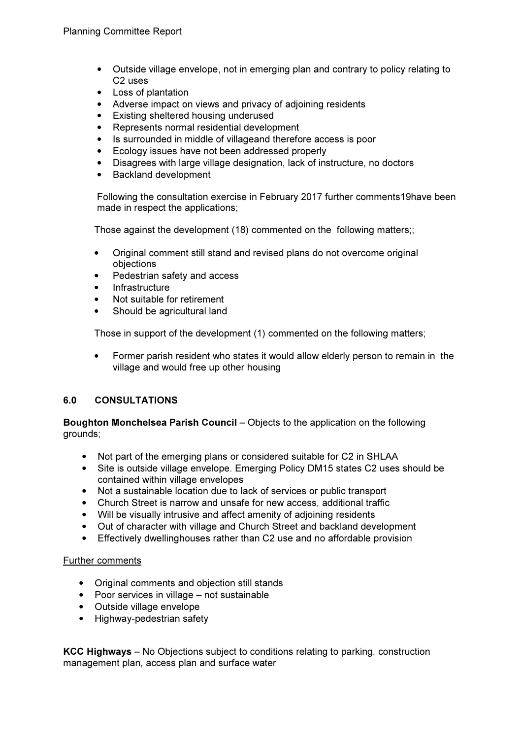- Outside village envelope, not in emerging plan and contrary to policy relating to C2 uses
- Loss of plantation
- Adverse impact on views and privacy of adjoining residents
- Existing sheltered housing underused
- Represents normal residential development
- Is surrounded in middle of villageand therefore access is poor
- Ecology issues have not been addressed properly
- Disagrees with large village designation, lack of instructure, no doctors
- Backland development

Following the consultation exercise in February 2017 further comments19have been made in respect the applications;

Those against the development (18) commented on the following matters;;

- Original comment still stand and revised plans do not overcome original objections
- Pedestrian safety and access
- Infrastructure
- Not suitable for retirement
- Should be agricultural land

Those in support of the development (1) commented on the following matters;

- Former parish resident who states it would allow elderly person to remain in the village and would free up other housing

## 6.0 CONSULTATIONS

**Boughton Monchelsea Parish Council** – Objects to the application on the following grounds;

- Not part of the emerging plans or considered suitable for C2 in SHLAA
- Site is outside village envelope. Emerging Policy DM15 states C2 uses should be contained within village envelopes
- Not a sustainable location due to lack of services or public transport
- Church Street is narrow and unsafe for new access, additional traffic
- Will be visually intrusive and affect amenity of adjoining residents
- Out of character with village and Church Street and backland development
- Effectively dwellinghouses rather than C2 use and no affordable provision

Further comments

- Original comments and objection still stands
- Poor services in village – not sustainable
- Outside village envelope
- Highway-pedestrian safety

**KCC Highways** – No Objections subject to conditions relating to parking, construction management plan, access plan and surface water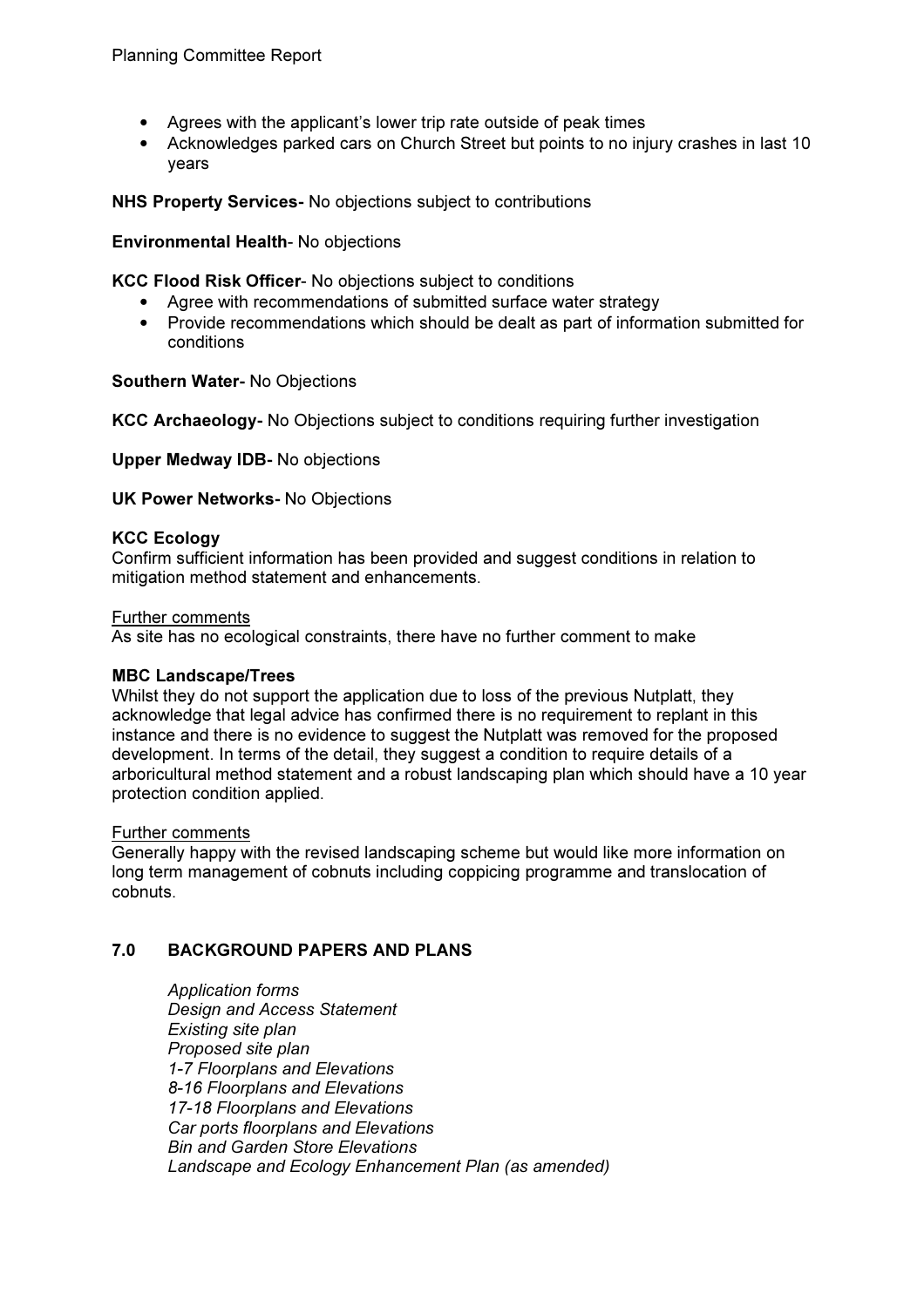- Agrees with the applicant's lower trip rate outside of peak times
- Acknowledges parked cars on Church Street but points to no injury crashes in last 10 years

**NHS Property Services-** No objections subject to contributions

**Environmental Health**- No objections

**KCC Flood Risk Officer**- No objections subject to conditions

- Agree with recommendations of submitted surface water strategy
- Provide recommendations which should be dealt as part of information submitted for conditions

**Southern Water-** No Objections

**KCC Archaeology-** No Objections subject to conditions requiring further investigation

**Upper Medway IDB-** No objections

**UK Power Networks-** No Objections

**KCC Ecology**

Confirm sufficient information has been provided and suggest conditions in relation to mitigation method statement and enhancements.

Further comments

As site has no ecological constraints, there have no further comment to make

**MBC Landscape/Trees**

Whilst they do not support the application due to loss of the previous Nutplatt, they acknowledge that legal advice has confirmed there is no requirement to replant in this instance and there is no evidence to suggest the Nutplatt was removed for the proposed development. In terms of the detail, they suggest a condition to require details of a arboricultural method statement and a robust landscaping plan which should have a 10 year protection condition applied.

Further comments

Generally happy with the revised landscaping scheme but would like more information on long term management of cobnuts including coppicing programme and translocation of cobnuts.

## 7.0 BACKGROUND PAPERS AND PLANS

*Application forms*
*Design and Access Statement*
*Existing site plan*
*Proposed site plan*
*1-7 Floorplans and Elevations*
*8-16 Floorplans and Elevations*
*17-18 Floorplans and Elevations*
*Car ports floorplans and Elevations*
*Bin and Garden Store Elevations*
*Landscape and Ecology Enhancement Plan (as amended)*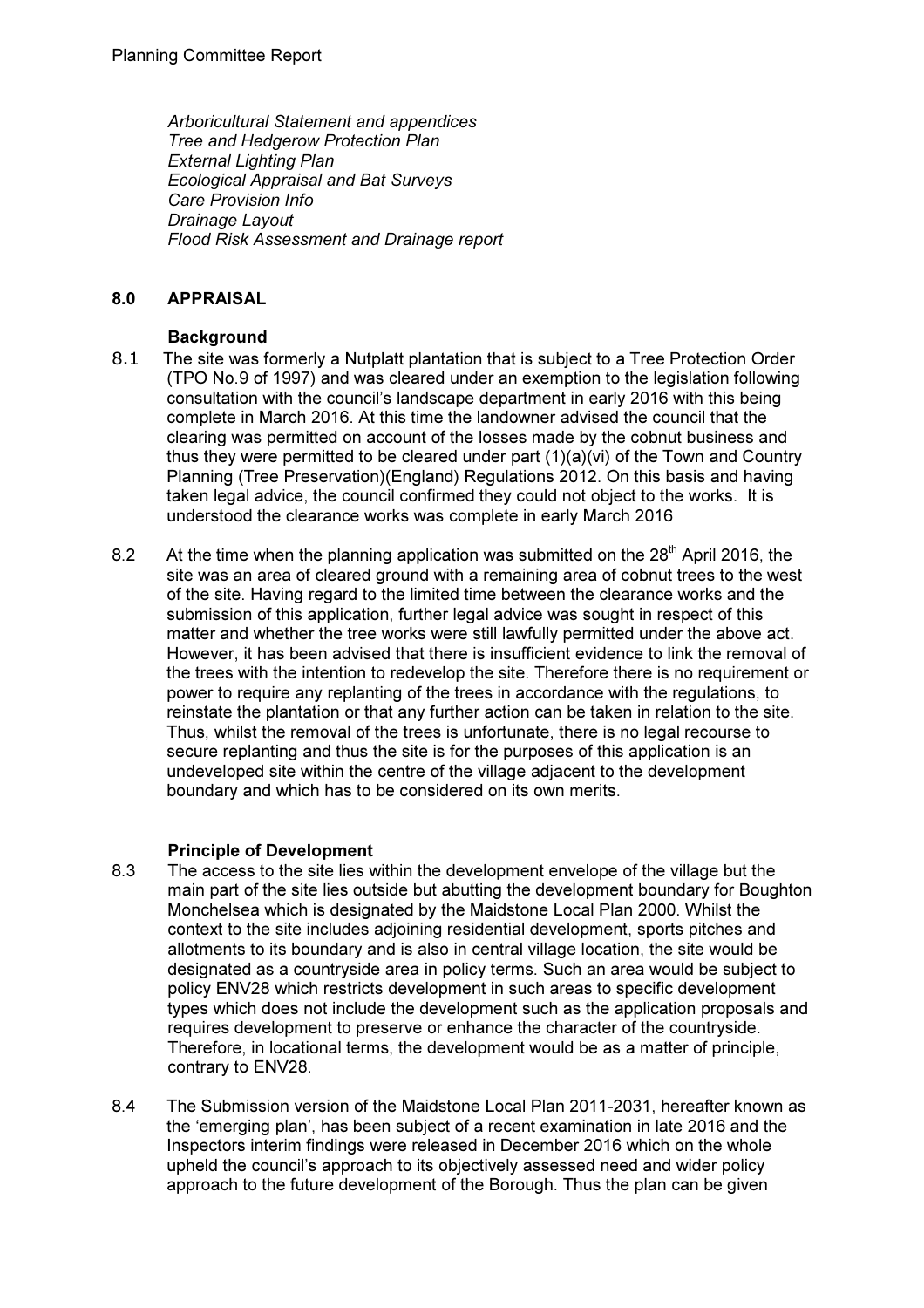*Arboricultural Statement and appendices*
*Tree and Hedgerow Protection Plan*
*External Lighting Plan*
*Ecological Appraisal and Bat Surveys*
*Care Provision Info*
*Drainage Layout*
*Flood Risk Assessment and Drainage report*

## 8.0 APPRAISAL

### Background

8.1 The site was formerly a Nutplatt plantation that is subject to a Tree Protection Order (TPO No.9 of 1997) and was cleared under an exemption to the legislation following consultation with the council's landscape department in early 2016 with this being complete in March 2016. At this time the landowner advised the council that the clearing was permitted on account of the losses made by the cobnut business and thus they were permitted to be cleared under part (1)(a)(vi) of the Town and Country Planning (Tree Preservation)(England) Regulations 2012. On this basis and having taken legal advice, the council confirmed they could not object to the works. It is understood the clearance works was complete in early March 2016

8.2 At the time when the planning application was submitted on the 28th April 2016, the site was an area of cleared ground with a remaining area of cobnut trees to the west of the site. Having regard to the limited time between the clearance works and the submission of this application, further legal advice was sought in respect of this matter and whether the tree works were still lawfully permitted under the above act. However, it has been advised that there is insufficient evidence to link the removal of the trees with the intention to redevelop the site. Therefore there is no requirement or power to require any replanting of the trees in accordance with the regulations, to reinstate the plantation or that any further action can be taken in relation to the site. Thus, whilst the removal of the trees is unfortunate, there is no legal recourse to secure replanting and thus the site is for the purposes of this application is an undeveloped site within the centre of the village adjacent to the development boundary and which has to be considered on its own merits.

### Principle of Development

8.3 The access to the site lies within the development envelope of the village but the main part of the site lies outside but abutting the development boundary for Boughton Monchelsea which is designated by the Maidstone Local Plan 2000. Whilst the context to the site includes adjoining residential development, sports pitches and allotments to its boundary and is also in central village location, the site would be designated as a countryside area in policy terms. Such an area would be subject to policy ENV28 which restricts development in such areas to specific development types which does not include the development such as the application proposals and requires development to preserve or enhance the character of the countryside. Therefore, in locational terms, the development would be as a matter of principle, contrary to ENV28.

8.4 The Submission version of the Maidstone Local Plan 2011-2031, hereafter known as the 'emerging plan', has been subject of a recent examination in late 2016 and the Inspectors interim findings were released in December 2016 which on the whole upheld the council's approach to its objectively assessed need and wider policy approach to the future development of the Borough. Thus the plan can be given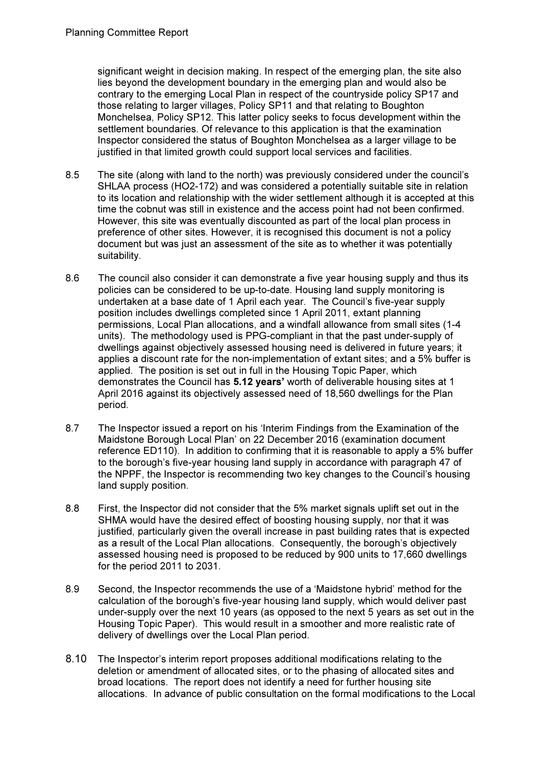significant weight in decision making. In respect of the emerging plan, the site also lies beyond the development boundary in the emerging plan and would also be contrary to the emerging Local Plan in respect of the countryside policy SP17 and those relating to larger villages, Policy SP11 and that relating to Boughton Monchelsea, Policy SP12. This latter policy seeks to focus development within the settlement boundaries. Of relevance to this application is that the examination Inspector considered the status of Boughton Monchelsea as a larger village to be justified in that limited growth could support local services and facilities.

8.5 The site (along with land to the north) was previously considered under the council's SHLAA process (HO2-172) and was considered a potentially suitable site in relation to its location and relationship with the wider settlement although it is accepted at this time the cobnut was still in existence and the access point had not been confirmed. However, this site was eventually discounted as part of the local plan process in preference of other sites. However, it is recognised this document is not a policy document but was just an assessment of the site as to whether it was potentially suitability.

8.6 The council also consider it can demonstrate a five year housing supply and thus its policies can be considered to be up-to-date. Housing land supply monitoring is undertaken at a base date of 1 April each year. The Council's five-year supply position includes dwellings completed since 1 April 2011, extant planning permissions, Local Plan allocations, and a windfall allowance from small sites (1-4 units). The methodology used is PPG-compliant in that the past under-supply of dwellings against objectively assessed housing need is delivered in future years; it applies a discount rate for the non-implementation of extant sites; and a 5% buffer is applied. The position is set out in full in the Housing Topic Paper, which demonstrates the Council has **5.12 years'** worth of deliverable housing sites at 1 April 2016 against its objectively assessed need of 18,560 dwellings for the Plan period.

8.7 The Inspector issued a report on his 'Interim Findings from the Examination of the Maidstone Borough Local Plan' on 22 December 2016 (examination document reference ED110). In addition to confirming that it is reasonable to apply a 5% buffer to the borough's five-year housing land supply in accordance with paragraph 47 of the NPPF, the Inspector is recommending two key changes to the Council's housing land supply position.

8.8 First, the Inspector did not consider that the 5% market signals uplift set out in the SHMA would have the desired effect of boosting housing supply, nor that it was justified, particularly given the overall increase in past building rates that is expected as a result of the Local Plan allocations. Consequently, the borough's objectively assessed housing need is proposed to be reduced by 900 units to 17,660 dwellings for the period 2011 to 2031.

8.9 Second, the Inspector recommends the use of a 'Maidstone hybrid' method for the calculation of the borough's five-year housing land supply, which would deliver past under-supply over the next 10 years (as opposed to the next 5 years as set out in the Housing Topic Paper). This would result in a smoother and more realistic rate of delivery of dwellings over the Local Plan period.

8.10 The Inspector's interim report proposes additional modifications relating to the deletion or amendment of allocated sites, or to the phasing of allocated sites and broad locations. The report does not identify a need for further housing site allocations. In advance of public consultation on the formal modifications to the Local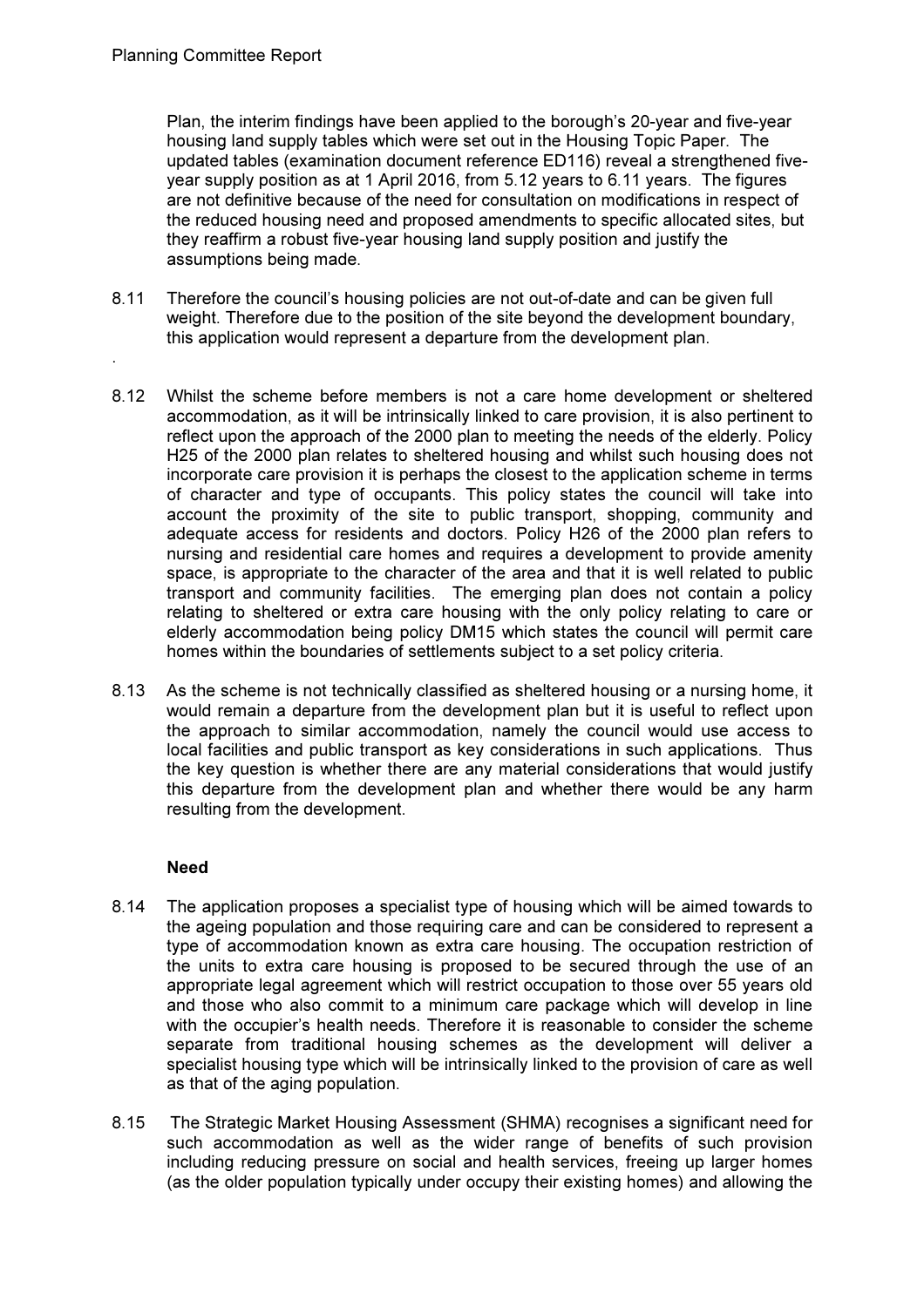Plan, the interim findings have been applied to the borough's 20-year and five-year housing land supply tables which were set out in the Housing Topic Paper. The updated tables (examination document reference ED116) reveal a strengthened five-year supply position as at 1 April 2016, from 5.12 years to 6.11 years. The figures are not definitive because of the need for consultation on modifications in respect of the reduced housing need and proposed amendments to specific allocated sites, but they reaffirm a robust five-year housing land supply position and justify the assumptions being made.

8.11 Therefore the council's housing policies are not out-of-date and can be given full weight. Therefore due to the position of the site beyond the development boundary, this application would represent a departure from the development plan.

.

8.12 Whilst the scheme before members is not a care home development or sheltered accommodation, as it will be intrinsically linked to care provision, it is also pertinent to reflect upon the approach of the 2000 plan to meeting the needs of the elderly. Policy H25 of the 2000 plan relates to sheltered housing and whilst such housing does not incorporate care provision it is perhaps the closest to the application scheme in terms of character and type of occupants. This policy states the council will take into account the proximity of the site to public transport, shopping, community and adequate access for residents and doctors. Policy H26 of the 2000 plan refers to nursing and residential care homes and requires a development to provide amenity space, is appropriate to the character of the area and that it is well related to public transport and community facilities. The emerging plan does not contain a policy relating to sheltered or extra care housing with the only policy relating to care or elderly accommodation being policy DM15 which states the council will permit care homes within the boundaries of settlements subject to a set policy criteria.

8.13 As the scheme is not technically classified as sheltered housing or a nursing home, it would remain a departure from the development plan but it is useful to reflect upon the approach to similar accommodation, namely the council would use access to local facilities and public transport as key considerations in such applications. Thus the key question is whether there are any material considerations that would justify this departure from the development plan and whether there would be any harm resulting from the development.

**Need**

8.14 The application proposes a specialist type of housing which will be aimed towards to the ageing population and those requiring care and can be considered to represent a type of accommodation known as extra care housing. The occupation restriction of the units to extra care housing is proposed to be secured through the use of an appropriate legal agreement which will restrict occupation to those over 55 years old and those who also commit to a minimum care package which will develop in line with the occupier's health needs. Therefore it is reasonable to consider the scheme separate from traditional housing schemes as the development will deliver a specialist housing type which will be intrinsically linked to the provision of care as well as that of the aging population.

8.15 The Strategic Market Housing Assessment (SHMA) recognises a significant need for such accommodation as well as the wider range of benefits of such provision including reducing pressure on social and health services, freeing up larger homes (as the older population typically under occupy their existing homes) and allowing the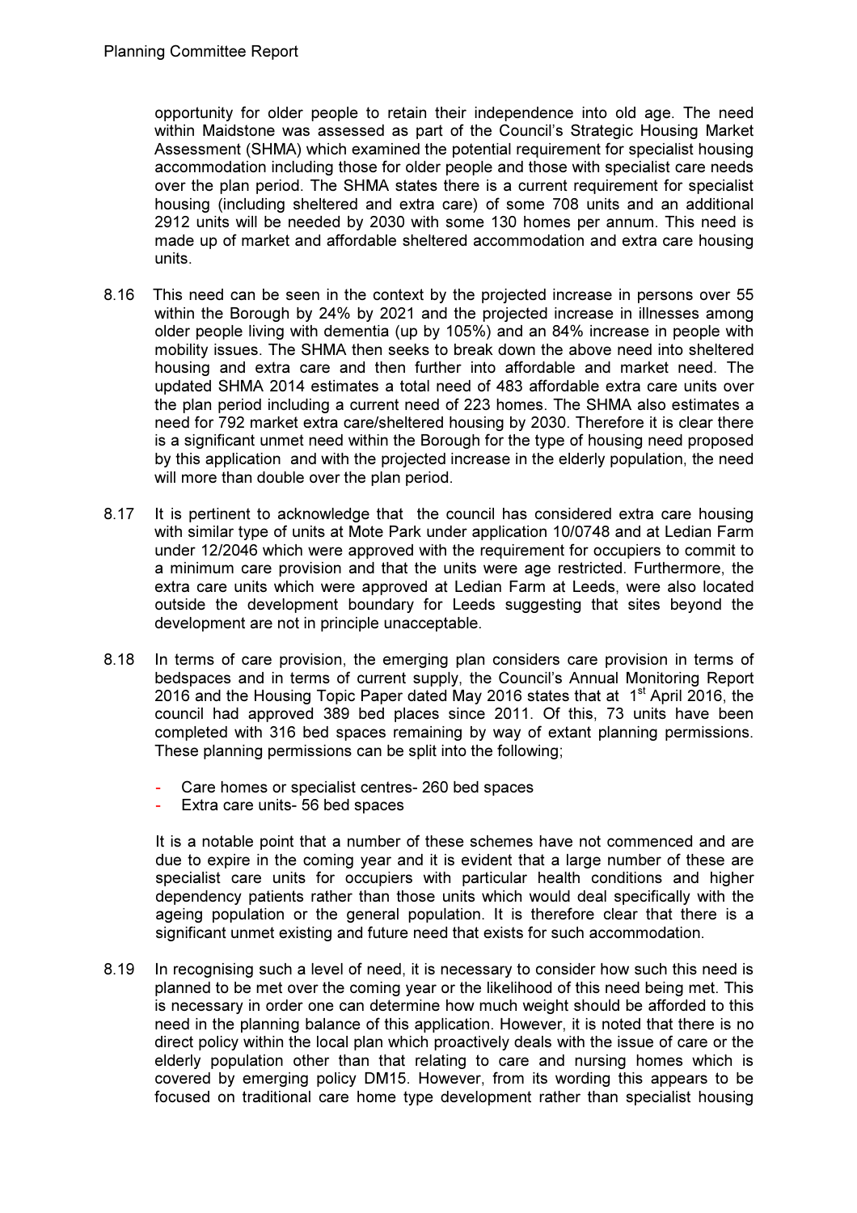opportunity for older people to retain their independence into old age. The need within Maidstone was assessed as part of the Council's Strategic Housing Market Assessment (SHMA) which examined the potential requirement for specialist housing accommodation including those for older people and those with specialist care needs over the plan period. The SHMA states there is a current requirement for specialist housing (including sheltered and extra care) of some 708 units and an additional 2912 units will be needed by 2030 with some 130 homes per annum. This need is made up of market and affordable sheltered accommodation and extra care housing units.

8.16 This need can be seen in the context by the projected increase in persons over 55 within the Borough by 24% by 2021 and the projected increase in illnesses among older people living with dementia (up by 105%) and an 84% increase in people with mobility issues. The SHMA then seeks to break down the above need into sheltered housing and extra care and then further into affordable and market need. The updated SHMA 2014 estimates a total need of 483 affordable extra care units over the plan period including a current need of 223 homes. The SHMA also estimates a need for 792 market extra care/sheltered housing by 2030. Therefore it is clear there is a significant unmet need within the Borough for the type of housing need proposed by this application and with the projected increase in the elderly population, the need will more than double over the plan period.

8.17 It is pertinent to acknowledge that the council has considered extra care housing with similar type of units at Mote Park under application 10/0748 and at Ledian Farm under 12/2046 which were approved with the requirement for occupiers to commit to a minimum care provision and that the units were age restricted. Furthermore, the extra care units which were approved at Ledian Farm at Leeds, were also located outside the development boundary for Leeds suggesting that sites beyond the development are not in principle unacceptable.

8.18 In terms of care provision, the emerging plan considers care provision in terms of bedspaces and in terms of current supply, the Council's Annual Monitoring Report 2016 and the Housing Topic Paper dated May 2016 states that at 1st April 2016, the council had approved 389 bed places since 2011. Of this, 73 units have been completed with 316 bed spaces remaining by way of extant planning permissions. These planning permissions can be split into the following;

- Care homes or specialist centres- 260 bed spaces
- Extra care units- 56 bed spaces

It is a notable point that a number of these schemes have not commenced and are due to expire in the coming year and it is evident that a large number of these are specialist care units for occupiers with particular health conditions and higher dependency patients rather than those units which would deal specifically with the ageing population or the general population. It is therefore clear that there is a significant unmet existing and future need that exists for such accommodation.

8.19 In recognising such a level of need, it is necessary to consider how such this need is planned to be met over the coming year or the likelihood of this need being met. This is necessary in order one can determine how much weight should be afforded to this need in the planning balance of this application. However, it is noted that there is no direct policy within the local plan which proactively deals with the issue of care or the elderly population other than that relating to care and nursing homes which is covered by emerging policy DM15. However, from its wording this appears to be focused on traditional care home type development rather than specialist housing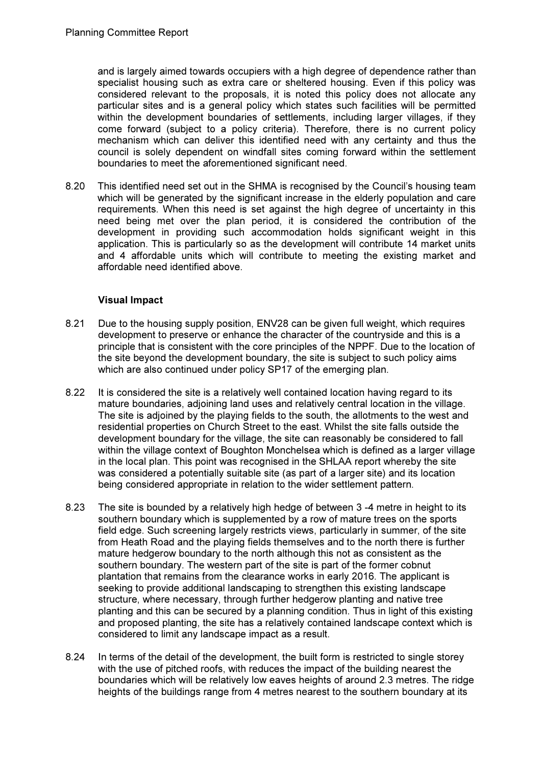and is largely aimed towards occupiers with a high degree of dependence rather than specialist housing such as extra care or sheltered housing. Even if this policy was considered relevant to the proposals, it is noted this policy does not allocate any particular sites and is a general policy which states such facilities will be permitted within the development boundaries of settlements, including larger villages, if they come forward (subject to a policy criteria). Therefore, there is no current policy mechanism which can deliver this identified need with any certainty and thus the council is solely dependent on windfall sites coming forward within the settlement boundaries to meet the aforementioned significant need.

8.20 This identified need set out in the SHMA is recognised by the Council's housing team which will be generated by the significant increase in the elderly population and care requirements. When this need is set against the high degree of uncertainty in this need being met over the plan period, it is considered the contribution of the development in providing such accommodation holds significant weight in this application. This is particularly so as the development will contribute 14 market units and 4 affordable units which will contribute to meeting the existing market and affordable need identified above.

**Visual Impact**

8.21 Due to the housing supply position, ENV28 can be given full weight, which requires development to preserve or enhance the character of the countryside and this is a principle that is consistent with the core principles of the NPPF. Due to the location of the site beyond the development boundary, the site is subject to such policy aims which are also continued under policy SP17 of the emerging plan.

8.22 It is considered the site is a relatively well contained location having regard to its mature boundaries, adjoining land uses and relatively central location in the village. The site is adjoined by the playing fields to the south, the allotments to the west and residential properties on Church Street to the east. Whilst the site falls outside the development boundary for the village, the site can reasonably be considered to fall within the village context of Boughton Monchelsea which is defined as a larger village in the local plan. This point was recognised in the SHLAA report whereby the site was considered a potentially suitable site (as part of a larger site) and its location being considered appropriate in relation to the wider settlement pattern.

8.23 The site is bounded by a relatively high hedge of between 3 -4 metre in height to its southern boundary which is supplemented by a row of mature trees on the sports field edge. Such screening largely restricts views, particularly in summer, of the site from Heath Road and the playing fields themselves and to the north there is further mature hedgerow boundary to the north although this not as consistent as the southern boundary. The western part of the site is part of the former cobnut plantation that remains from the clearance works in early 2016. The applicant is seeking to provide additional landscaping to strengthen this existing landscape structure, where necessary, through further hedgerow planting and native tree planting and this can be secured by a planning condition. Thus in light of this existing and proposed planting, the site has a relatively contained landscape context which is considered to limit any landscape impact as a result.

8.24 In terms of the detail of the development, the built form is restricted to single storey with the use of pitched roofs, with reduces the impact of the building nearest the boundaries which will be relatively low eaves heights of around 2.3 metres. The ridge heights of the buildings range from 4 metres nearest to the southern boundary at its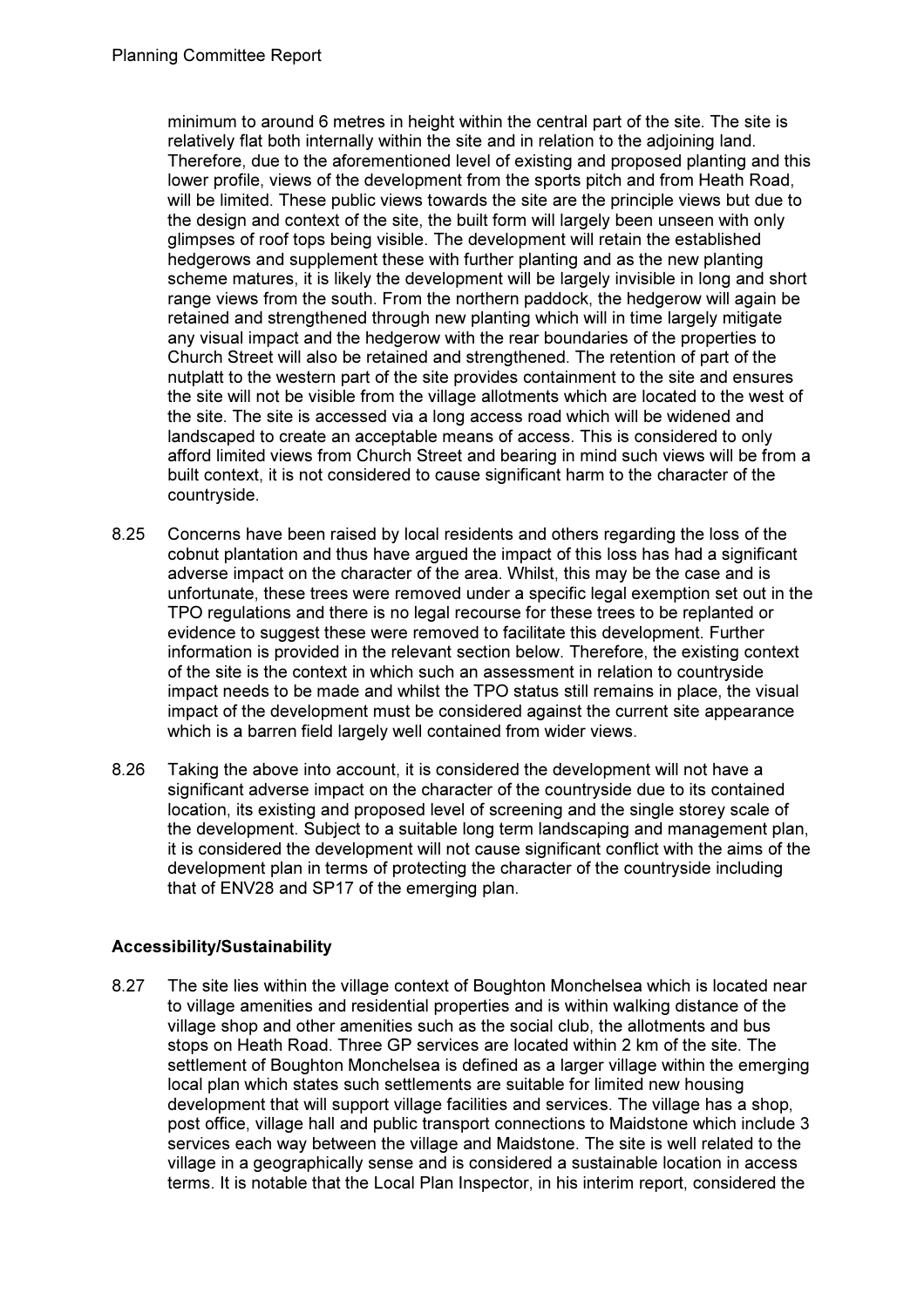minimum to around 6 metres in height within the central part of the site. The site is relatively flat both internally within the site and in relation to the adjoining land. Therefore, due to the aforementioned level of existing and proposed planting and this lower profile, views of the development from the sports pitch and from Heath Road, will be limited. These public views towards the site are the principle views but due to the design and context of the site, the built form will largely been unseen with only glimpses of roof tops being visible. The development will retain the established hedgerows and supplement these with further planting and as the new planting scheme matures, it is likely the development will be largely invisible in long and short range views from the south. From the northern paddock, the hedgerow will again be retained and strengthened through new planting which will in time largely mitigate any visual impact and the hedgerow with the rear boundaries of the properties to Church Street will also be retained and strengthened. The retention of part of the nutplatt to the western part of the site provides containment to the site and ensures the site will not be visible from the village allotments which are located to the west of the site. The site is accessed via a long access road which will be widened and landscaped to create an acceptable means of access. This is considered to only afford limited views from Church Street and bearing in mind such views will be from a built context, it is not considered to cause significant harm to the character of the countryside.

8.25 Concerns have been raised by local residents and others regarding the loss of the cobnut plantation and thus have argued the impact of this loss has had a significant adverse impact on the character of the area. Whilst, this may be the case and is unfortunate, these trees were removed under a specific legal exemption set out in the TPO regulations and there is no legal recourse for these trees to be replanted or evidence to suggest these were removed to facilitate this development. Further information is provided in the relevant section below. Therefore, the existing context of the site is the context in which such an assessment in relation to countryside impact needs to be made and whilst the TPO status still remains in place, the visual impact of the development must be considered against the current site appearance which is a barren field largely well contained from wider views.

8.26 Taking the above into account, it is considered the development will not have a significant adverse impact on the character of the countryside due to its contained location, its existing and proposed level of screening and the single storey scale of the development. Subject to a suitable long term landscaping and management plan, it is considered the development will not cause significant conflict with the aims of the development plan in terms of protecting the character of the countryside including that of ENV28 and SP17 of the emerging plan.

**Accessibility/Sustainability**

8.27 The site lies within the village context of Boughton Monchelsea which is located near to village amenities and residential properties and is within walking distance of the village shop and other amenities such as the social club, the allotments and bus stops on Heath Road. Three GP services are located within 2 km of the site. The settlement of Boughton Monchelsea is defined as a larger village within the emerging local plan which states such settlements are suitable for limited new housing development that will support village facilities and services. The village has a shop, post office, village hall and public transport connections to Maidstone which include 3 services each way between the village and Maidstone. The site is well related to the village in a geographically sense and is considered a sustainable location in access terms. It is notable that the Local Plan Inspector, in his interim report, considered the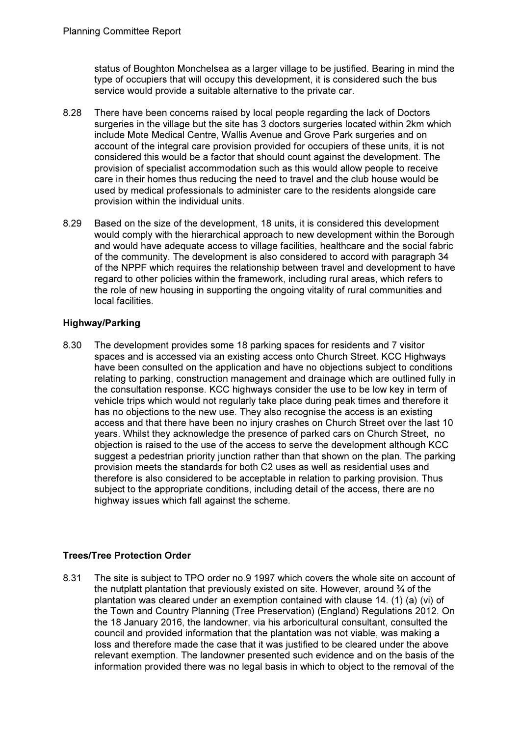status of Boughton Monchelsea as a larger village to be justified. Bearing in mind the type of occupiers that will occupy this development, it is considered such the bus service would provide a suitable alternative to the private car.

8.28 There have been concerns raised by local people regarding the lack of Doctors surgeries in the village but the site has 3 doctors surgeries located within 2km which include Mote Medical Centre, Wallis Avenue and Grove Park surgeries and on account of the integral care provision provided for occupiers of these units, it is not considered this would be a factor that should count against the development. The provision of specialist accommodation such as this would allow people to receive care in their homes thus reducing the need to travel and the club house would be used by medical professionals to administer care to the residents alongside care provision within the individual units.

8.29 Based on the size of the development, 18 units, it is considered this development would comply with the hierarchical approach to new development within the Borough and would have adequate access to village facilities, healthcare and the social fabric of the community. The development is also considered to accord with paragraph 34 of the NPPF which requires the relationship between travel and development to have regard to other policies within the framework, including rural areas, which refers to the role of new housing in supporting the ongoing vitality of rural communities and local facilities.

**Highway/Parking**

8.30 The development provides some 18 parking spaces for residents and 7 visitor spaces and is accessed via an existing access onto Church Street. KCC Highways have been consulted on the application and have no objections subject to conditions relating to parking, construction management and drainage which are outlined fully in the consultation response. KCC highways consider the use to be low key in term of vehicle trips which would not regularly take place during peak times and therefore it has no objections to the new use. They also recognise the access is an existing access and that there have been no injury crashes on Church Street over the last 10 years. Whilst they acknowledge the presence of parked cars on Church Street, no objection is raised to the use of the access to serve the development although KCC suggest a pedestrian priority junction rather than that shown on the plan. The parking provision meets the standards for both C2 uses as well as residential uses and therefore is also considered to be acceptable in relation to parking provision. Thus subject to the appropriate conditions, including detail of the access, there are no highway issues which fall against the scheme.

**Trees/Tree Protection Order**

8.31 The site is subject to TPO order no.9 1997 which covers the whole site on account of the nutplatt plantation that previously existed on site. However, around ¾ of the plantation was cleared under an exemption contained with clause 14. (1) (a) (vi) of the Town and Country Planning (Tree Preservation) (England) Regulations 2012. On the 18 January 2016, the landowner, via his arboricultural consultant, consulted the council and provided information that the plantation was not viable, was making a loss and therefore made the case that it was justified to be cleared under the above relevant exemption. The landowner presented such evidence and on the basis of the information provided there was no legal basis in which to object to the removal of the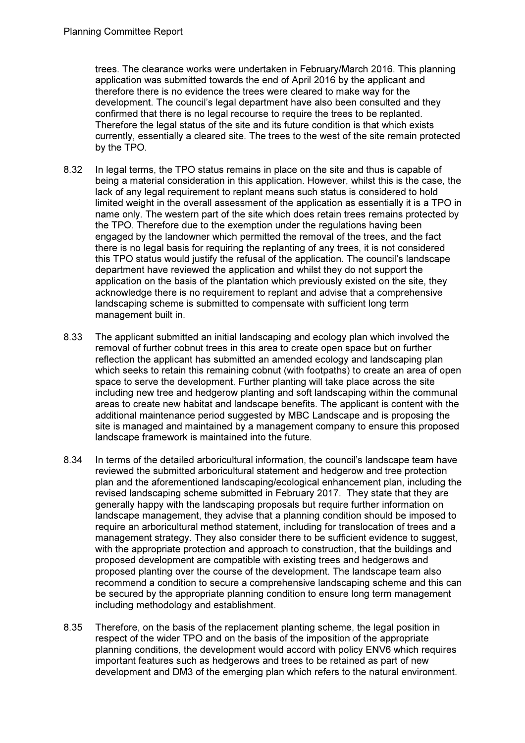trees. The clearance works were undertaken in February/March 2016. This planning application was submitted towards the end of April 2016 by the applicant and therefore there is no evidence the trees were cleared to make way for the development. The council's legal department have also been consulted and they confirmed that there is no legal recourse to require the trees to be replanted. Therefore the legal status of the site and its future condition is that which exists currently, essentially a cleared site. The trees to the west of the site remain protected by the TPO.

8.32 In legal terms, the TPO status remains in place on the site and thus is capable of being a material consideration in this application. However, whilst this is the case, the lack of any legal requirement to replant means such status is considered to hold limited weight in the overall assessment of the application as essentially it is a TPO in name only. The western part of the site which does retain trees remains protected by the TPO. Therefore due to the exemption under the regulations having been engaged by the landowner which permitted the removal of the trees, and the fact there is no legal basis for requiring the replanting of any trees, it is not considered this TPO status would justify the refusal of the application. The council's landscape department have reviewed the application and whilst they do not support the application on the basis of the plantation which previously existed on the site, they acknowledge there is no requirement to replant and advise that a comprehensive landscaping scheme is submitted to compensate with sufficient long term management built in.

8.33 The applicant submitted an initial landscaping and ecology plan which involved the removal of further cobnut trees in this area to create open space but on further reflection the applicant has submitted an amended ecology and landscaping plan which seeks to retain this remaining cobnut (with footpaths) to create an area of open space to serve the development. Further planting will take place across the site including new tree and hedgerow planting and soft landscaping within the communal areas to create new habitat and landscape benefits. The applicant is content with the additional maintenance period suggested by MBC Landscape and is proposing the site is managed and maintained by a management company to ensure this proposed landscape framework is maintained into the future.

8.34 In terms of the detailed arboricultural information, the council's landscape team have reviewed the submitted arboricultural statement and hedgerow and tree protection plan and the aforementioned landscaping/ecological enhancement plan, including the revised landscaping scheme submitted in February 2017. They state that they are generally happy with the landscaping proposals but require further information on landscape management, they advise that a planning condition should be imposed to require an arboricultural method statement, including for translocation of trees and a management strategy. They also consider there to be sufficient evidence to suggest, with the appropriate protection and approach to construction, that the buildings and proposed development are compatible with existing trees and hedgerows and proposed planting over the course of the development. The landscape team also recommend a condition to secure a comprehensive landscaping scheme and this can be secured by the appropriate planning condition to ensure long term management including methodology and establishment.

8.35 Therefore, on the basis of the replacement planting scheme, the legal position in respect of the wider TPO and on the basis of the imposition of the appropriate planning conditions, the development would accord with policy ENV6 which requires important features such as hedgerows and trees to be retained as part of new development and DM3 of the emerging plan which refers to the natural environment.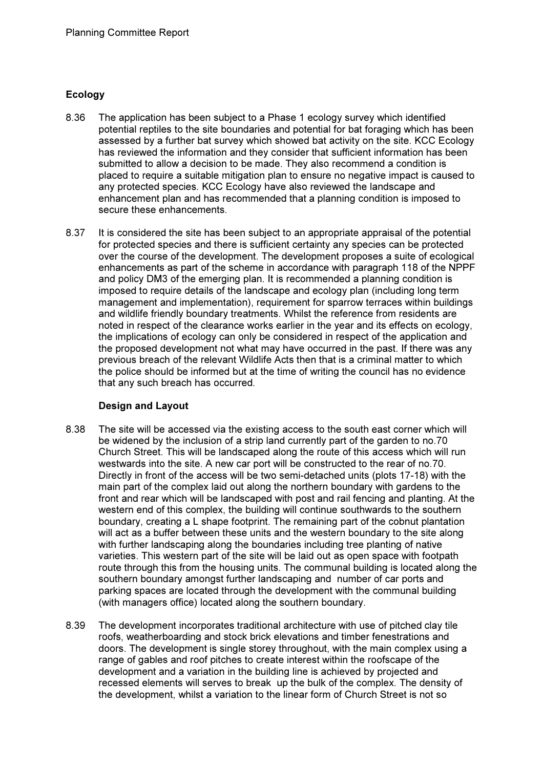## Ecology

8.36 The application has been subject to a Phase 1 ecology survey which identified potential reptiles to the site boundaries and potential for bat foraging which has been assessed by a further bat survey which showed bat activity on the site. KCC Ecology has reviewed the information and they consider that sufficient information has been submitted to allow a decision to be made. They also recommend a condition is placed to require a suitable mitigation plan to ensure no negative impact is caused to any protected species. KCC Ecology have also reviewed the landscape and enhancement plan and has recommended that a planning condition is imposed to secure these enhancements.

8.37 It is considered the site has been subject to an appropriate appraisal of the potential for protected species and there is sufficient certainty any species can be protected over the course of the development. The development proposes a suite of ecological enhancements as part of the scheme in accordance with paragraph 118 of the NPPF and policy DM3 of the emerging plan. It is recommended a planning condition is imposed to require details of the landscape and ecology plan (including long term management and implementation), requirement for sparrow terraces within buildings and wildlife friendly boundary treatments. Whilst the reference from residents are noted in respect of the clearance works earlier in the year and its effects on ecology, the implications of ecology can only be considered in respect of the application and the proposed development not what may have occurred in the past. If there was any previous breach of the relevant Wildlife Acts then that is a criminal matter to which the police should be informed but at the time of writing the council has no evidence that any such breach has occurred.

## Design and Layout

8.38 The site will be accessed via the existing access to the south east corner which will be widened by the inclusion of a strip land currently part of the garden to no.70 Church Street. This will be landscaped along the route of this access which will run westwards into the site. A new car port will be constructed to the rear of no.70. Directly in front of the access will be two semi-detached units (plots 17-18) with the main part of the complex laid out along the northern boundary with gardens to the front and rear which will be landscaped with post and rail fencing and planting. At the western end of this complex, the building will continue southwards to the southern boundary, creating a L shape footprint. The remaining part of the cobnut plantation will act as a buffer between these units and the western boundary to the site along with further landscaping along the boundaries including tree planting of native varieties. This western part of the site will be laid out as open space with footpath route through this from the housing units. The communal building is located along the southern boundary amongst further landscaping and number of car ports and parking spaces are located through the development with the communal building (with managers office) located along the southern boundary.

8.39 The development incorporates traditional architecture with use of pitched clay tile roofs, weatherboarding and stock brick elevations and timber fenestrations and doors. The development is single storey throughout, with the main complex using a range of gables and roof pitches to create interest within the roofscape of the development and a variation in the building line is achieved by projected and recessed elements will serves to break up the bulk of the complex. The density of the development, whilst a variation to the linear form of Church Street is not so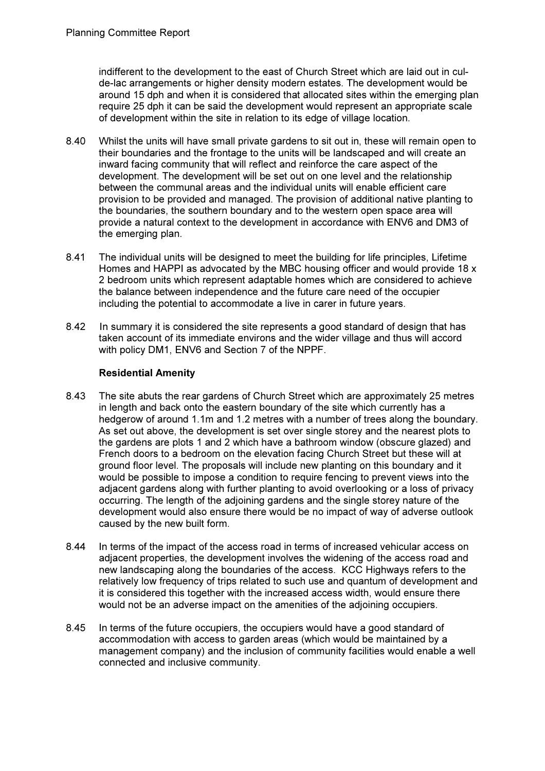indifferent to the development to the east of Church Street which are laid out in cul-de-lac arrangements or higher density modern estates. The development would be around 15 dph and when it is considered that allocated sites within the emerging plan require 25 dph it can be said the development would represent an appropriate scale of development within the site in relation to its edge of village location.

8.40 Whilst the units will have small private gardens to sit out in, these will remain open to their boundaries and the frontage to the units will be landscaped and will create an inward facing community that will reflect and reinforce the care aspect of the development. The development will be set out on one level and the relationship between the communal areas and the individual units will enable efficient care provision to be provided and managed. The provision of additional native planting to the boundaries, the southern boundary and to the western open space area will provide a natural context to the development in accordance with ENV6 and DM3 of the emerging plan.

8.41 The individual units will be designed to meet the building for life principles, Lifetime Homes and HAPPI as advocated by the MBC housing officer and would provide 18 x 2 bedroom units which represent adaptable homes which are considered to achieve the balance between independence and the future care need of the occupier including the potential to accommodate a live in carer in future years.

8.42 In summary it is considered the site represents a good standard of design that has taken account of its immediate environs and the wider village and thus will accord with policy DM1, ENV6 and Section 7 of the NPPF.

**Residential Amenity**

8.43 The site abuts the rear gardens of Church Street which are approximately 25 metres in length and back onto the eastern boundary of the site which currently has a hedgerow of around 1.1m and 1.2 metres with a number of trees along the boundary. As set out above, the development is set over single storey and the nearest plots to the gardens are plots 1 and 2 which have a bathroom window (obscure glazed) and French doors to a bedroom on the elevation facing Church Street but these will at ground floor level. The proposals will include new planting on this boundary and it would be possible to impose a condition to require fencing to prevent views into the adjacent gardens along with further planting to avoid overlooking or a loss of privacy occurring. The length of the adjoining gardens and the single storey nature of the development would also ensure there would be no impact of way of adverse outlook caused by the new built form.

8.44 In terms of the impact of the access road in terms of increased vehicular access on adjacent properties, the development involves the widening of the access road and new landscaping along the boundaries of the access. KCC Highways refers to the relatively low frequency of trips related to such use and quantum of development and it is considered this together with the increased access width, would ensure there would not be an adverse impact on the amenities of the adjoining occupiers.

8.45 In terms of the future occupiers, the occupiers would have a good standard of accommodation with access to garden areas (which would be maintained by a management company) and the inclusion of community facilities would enable a well connected and inclusive community.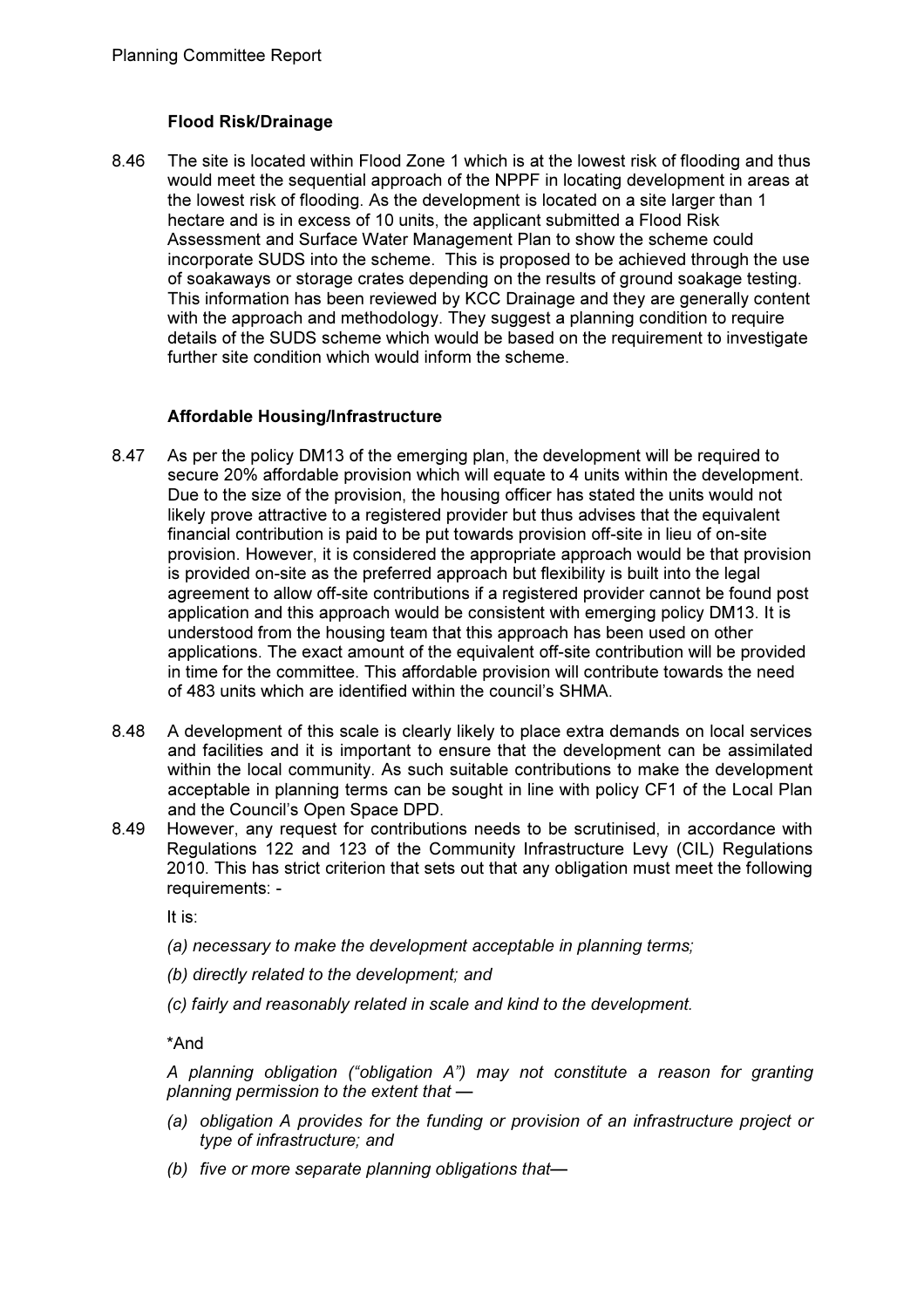### Flood Risk/Drainage

8.46 The site is located within Flood Zone 1 which is at the lowest risk of flooding and thus would meet the sequential approach of the NPPF in locating development in areas at the lowest risk of flooding. As the development is located on a site larger than 1 hectare and is in excess of 10 units, the applicant submitted a Flood Risk Assessment and Surface Water Management Plan to show the scheme could incorporate SUDS into the scheme. This is proposed to be achieved through the use of soakaways or storage crates depending on the results of ground soakage testing. This information has been reviewed by KCC Drainage and they are generally content with the approach and methodology. They suggest a planning condition to require details of the SUDS scheme which would be based on the requirement to investigate further site condition which would inform the scheme.

### Affordable Housing/Infrastructure

8.47 As per the policy DM13 of the emerging plan, the development will be required to secure 20% affordable provision which will equate to 4 units within the development. Due to the size of the provision, the housing officer has stated the units would not likely prove attractive to a registered provider but thus advises that the equivalent financial contribution is paid to be put towards provision off-site in lieu of on-site provision. However, it is considered the appropriate approach would be that provision is provided on-site as the preferred approach but flexibility is built into the legal agreement to allow off-site contributions if a registered provider cannot be found post application and this approach would be consistent with emerging policy DM13. It is understood from the housing team that this approach has been used on other applications. The exact amount of the equivalent off-site contribution will be provided in time for the committee. This affordable provision will contribute towards the need of 483 units which are identified within the council's SHMA.

8.48 A development of this scale is clearly likely to place extra demands on local services and facilities and it is important to ensure that the development can be assimilated within the local community. As such suitable contributions to make the development acceptable in planning terms can be sought in line with policy CF1 of the Local Plan and the Council's Open Space DPD.

8.49 However, any request for contributions needs to be scrutinised, in accordance with Regulations 122 and 123 of the Community Infrastructure Levy (CIL) Regulations 2010. This has strict criterion that sets out that any obligation must meet the following requirements: -

It is:

*(a) necessary to make the development acceptable in planning terms;*

*(b) directly related to the development; and*

*(c) fairly and reasonably related in scale and kind to the development.*

*And

*A planning obligation ("obligation A") may not constitute a reason for granting planning permission to the extent that —*

*(a) obligation A provides for the funding or provision of an infrastructure project or type of infrastructure; and*

*(b) five or more separate planning obligations that—*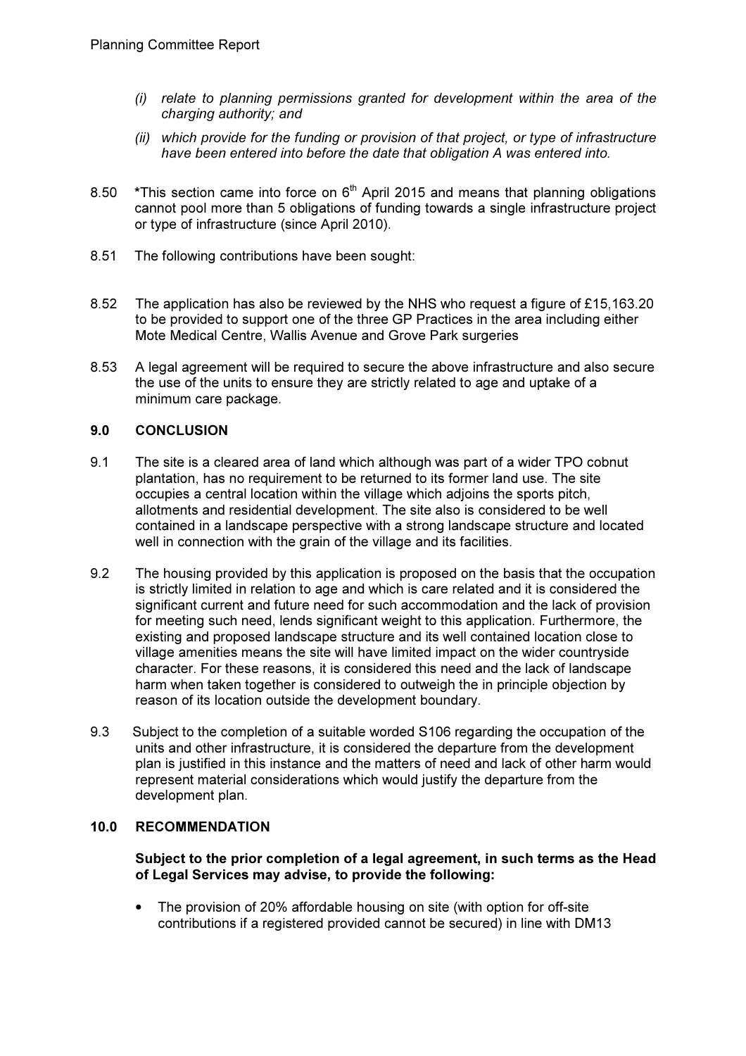*(i) relate to planning permissions granted for development within the area of the charging authority; and*

*(ii) which provide for the funding or provision of that project, or type of infrastructure have been entered into before the date that obligation A was entered into.*

8.50 *This section came into force on 6th April 2015 and means that planning obligations cannot pool more than 5 obligations of funding towards a single infrastructure project or type of infrastructure (since April 2010).

8.51 The following contributions have been sought:

8.52 The application has also be reviewed by the NHS who request a figure of £15,163.20 to be provided to support one of the three GP Practices in the area including either Mote Medical Centre, Wallis Avenue and Grove Park surgeries

8.53 A legal agreement will be required to secure the above infrastructure and also secure the use of the units to ensure they are strictly related to age and uptake of a minimum care package.

## 9.0 CONCLUSION

9.1 The site is a cleared area of land which although was part of a wider TPO cobnut plantation, has no requirement to be returned to its former land use. The site occupies a central location within the village which adjoins the sports pitch, allotments and residential development. The site also is considered to be well contained in a landscape perspective with a strong landscape structure and located well in connection with the grain of the village and its facilities.

9.2 The housing provided by this application is proposed on the basis that the occupation is strictly limited in relation to age and which is care related and it is considered the significant current and future need for such accommodation and the lack of provision for meeting such need, lends significant weight to this application. Furthermore, the existing and proposed landscape structure and its well contained location close to village amenities means the site will have limited impact on the wider countryside character. For these reasons, it is considered this need and the lack of landscape harm when taken together is considered to outweigh the in principle objection by reason of its location outside the development boundary.

9.3 Subject to the completion of a suitable worded S106 regarding the occupation of the units and other infrastructure, it is considered the departure from the development plan is justified in this instance and the matters of need and lack of other harm would represent material considerations which would justify the departure from the development plan.

## 10.0 RECOMMENDATION

**Subject to the prior completion of a legal agreement, in such terms as the Head of Legal Services may advise, to provide the following:**

- The provision of 20% affordable housing on site (with option for off-site contributions if a registered provided cannot be secured) in line with DM13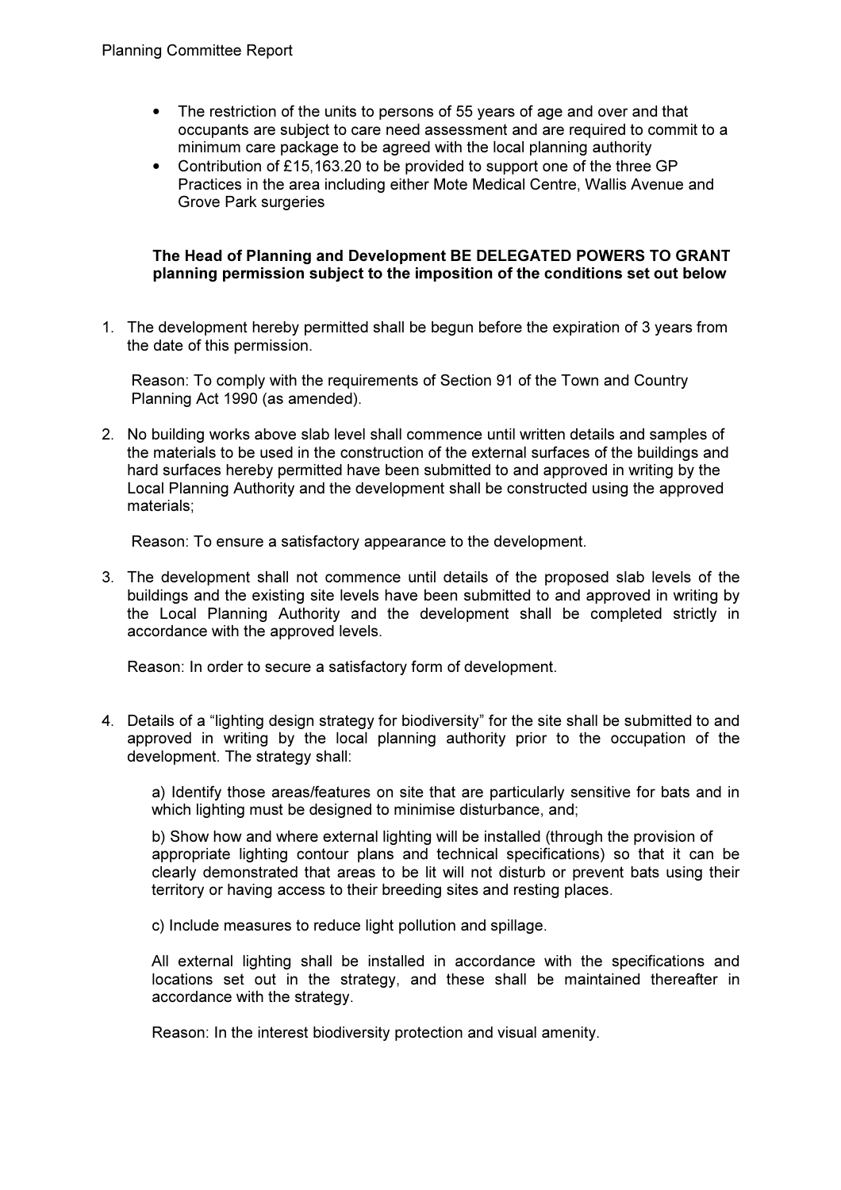- The restriction of the units to persons of 55 years of age and over and that occupants are subject to care need assessment and are required to commit to a minimum care package to be agreed with the local planning authority
- Contribution of £15,163.20 to be provided to support one of the three GP Practices in the area including either Mote Medical Centre, Wallis Avenue and Grove Park surgeries

**The Head of Planning and Development BE DELEGATED POWERS TO GRANT planning permission subject to the imposition of the conditions set out below**

1. The development hereby permitted shall be begun before the expiration of 3 years from the date of this permission.

   Reason: To comply with the requirements of Section 91 of the Town and Country Planning Act 1990 (as amended).

2. No building works above slab level shall commence until written details and samples of the materials to be used in the construction of the external surfaces of the buildings and hard surfaces hereby permitted have been submitted to and approved in writing by the Local Planning Authority and the development shall be constructed using the approved materials;

   Reason: To ensure a satisfactory appearance to the development.

3. The development shall not commence until details of the proposed slab levels of the buildings and the existing site levels have been submitted to and approved in writing by the Local Planning Authority and the development shall be completed strictly in accordance with the approved levels.

   Reason: In order to secure a satisfactory form of development.

4. Details of a "lighting design strategy for biodiversity" for the site shall be submitted to and approved in writing by the local planning authority prior to the occupation of the development. The strategy shall:

   a) Identify those areas/features on site that are particularly sensitive for bats and in which lighting must be designed to minimise disturbance, and;

   b) Show how and where external lighting will be installed (through the provision of appropriate lighting contour plans and technical specifications) so that it can be clearly demonstrated that areas to be lit will not disturb or prevent bats using their territory or having access to their breeding sites and resting places.

   c) Include measures to reduce light pollution and spillage.

   All external lighting shall be installed in accordance with the specifications and locations set out in the strategy, and these shall be maintained thereafter in accordance with the strategy.

   Reason: In the interest biodiversity protection and visual amenity.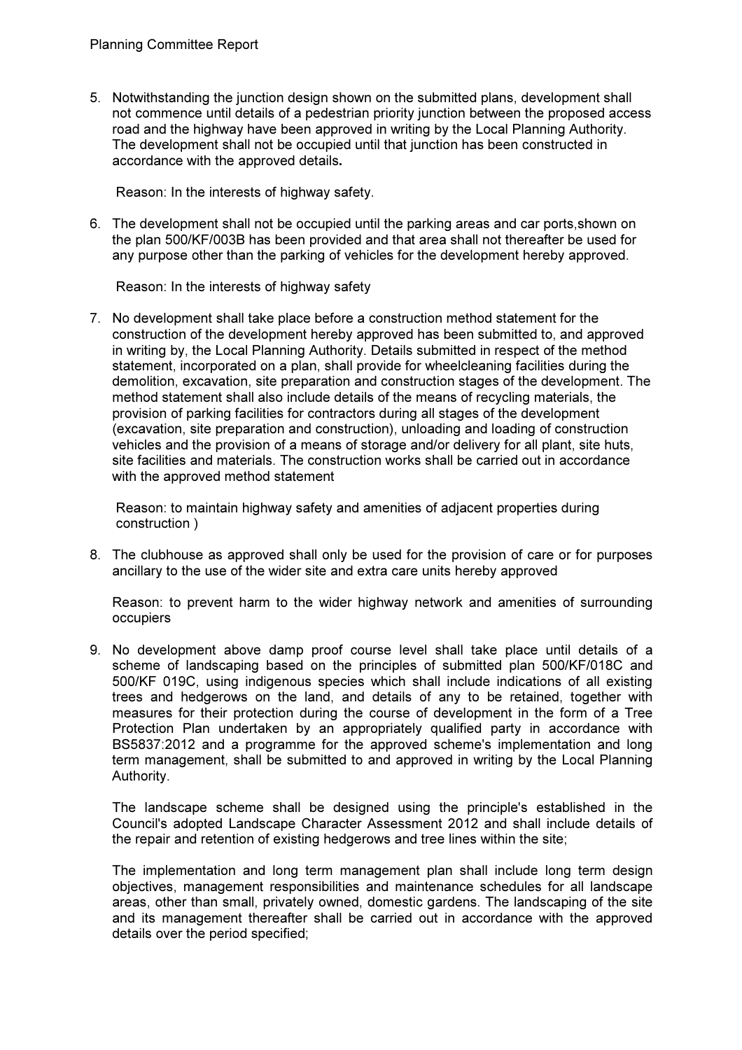5. Notwithstanding the junction design shown on the submitted plans, development shall not commence until details of a pedestrian priority junction between the proposed access road and the highway have been approved in writing by the Local Planning Authority. The development shall not be occupied until that junction has been constructed in accordance with the approved details.

   Reason: In the interests of highway safety.

6. The development shall not be occupied until the parking areas and car ports,shown on the plan 500/KF/003B has been provided and that area shall not thereafter be used for any purpose other than the parking of vehicles for the development hereby approved.

   Reason: In the interests of highway safety

7. No development shall take place before a construction method statement for the construction of the development hereby approved has been submitted to, and approved in writing by, the Local Planning Authority. Details submitted in respect of the method statement, incorporated on a plan, shall provide for wheelcleaning facilities during the demolition, excavation, site preparation and construction stages of the development. The method statement shall also include details of the means of recycling materials, the provision of parking facilities for contractors during all stages of the development (excavation, site preparation and construction), unloading and loading of construction vehicles and the provision of a means of storage and/or delivery for all plant, site huts, site facilities and materials. The construction works shall be carried out in accordance with the approved method statement

   Reason: to maintain highway safety and amenities of adjacent properties during construction )

8. The clubhouse as approved shall only be used for the provision of care or for purposes ancillary to the use of the wider site and extra care units hereby approved

   Reason: to prevent harm to the wider highway network and amenities of surrounding occupiers

9. No development above damp proof course level shall take place until details of a scheme of landscaping based on the principles of submitted plan 500/KF/018C and 500/KF 019C, using indigenous species which shall include indications of all existing trees and hedgerows on the land, and details of any to be retained, together with measures for their protection during the course of development in the form of a Tree Protection Plan undertaken by an appropriately qualified party in accordance with BS5837:2012 and a programme for the approved scheme's implementation and long term management, shall be submitted to and approved in writing by the Local Planning Authority.

   The landscape scheme shall be designed using the principle's established in the Council's adopted Landscape Character Assessment 2012 and shall include details of the repair and retention of existing hedgerows and tree lines within the site;

   The implementation and long term management plan shall include long term design objectives, management responsibilities and maintenance schedules for all landscape areas, other than small, privately owned, domestic gardens. The landscaping of the site and its management thereafter shall be carried out in accordance with the approved details over the period specified;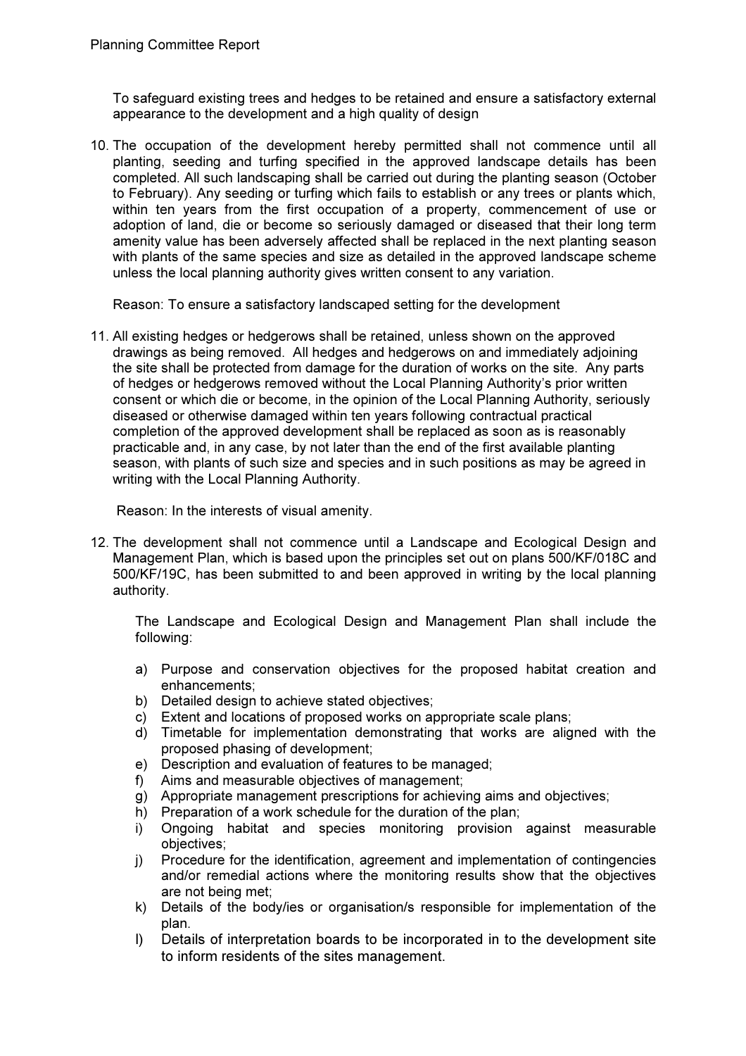To safeguard existing trees and hedges to be retained and ensure a satisfactory external appearance to the development and a high quality of design

10. The occupation of the development hereby permitted shall not commence until all planting, seeding and turfing specified in the approved landscape details has been completed. All such landscaping shall be carried out during the planting season (October to February). Any seeding or turfing which fails to establish or any trees or plants which, within ten years from the first occupation of a property, commencement of use or adoption of land, die or become so seriously damaged or diseased that their long term amenity value has been adversely affected shall be replaced in the next planting season with plants of the same species and size as detailed in the approved landscape scheme unless the local planning authority gives written consent to any variation.

    Reason: To ensure a satisfactory landscaped setting for the development

11. All existing hedges or hedgerows shall be retained, unless shown on the approved drawings as being removed. All hedges and hedgerows on and immediately adjoining the site shall be protected from damage for the duration of works on the site. Any parts of hedges or hedgerows removed without the Local Planning Authority's prior written consent or which die or become, in the opinion of the Local Planning Authority, seriously diseased or otherwise damaged within ten years following contractual practical completion of the approved development shall be replaced as soon as is reasonably practicable and, in any case, by not later than the end of the first available planting season, with plants of such size and species and in such positions as may be agreed in writing with the Local Planning Authority.

    Reason: In the interests of visual amenity.

12. The development shall not commence until a Landscape and Ecological Design and Management Plan, which is based upon the principles set out on plans 500/KF/018C and 500/KF/19C, has been submitted to and been approved in writing by the local planning authority.

    The Landscape and Ecological Design and Management Plan shall include the following:

    a) Purpose and conservation objectives for the proposed habitat creation and enhancements;
    b) Detailed design to achieve stated objectives;
    c) Extent and locations of proposed works on appropriate scale plans;
    d) Timetable for implementation demonstrating that works are aligned with the proposed phasing of development;
    e) Description and evaluation of features to be managed;
    f) Aims and measurable objectives of management;
    g) Appropriate management prescriptions for achieving aims and objectives;
    h) Preparation of a work schedule for the duration of the plan;
    i) Ongoing habitat and species monitoring provision against measurable objectives;
    j) Procedure for the identification, agreement and implementation of contingencies and/or remedial actions where the monitoring results show that the objectives are not being met;
    k) Details of the body/ies or organisation/s responsible for implementation of the plan.
    l) Details of interpretation boards to be incorporated in to the development site to inform residents of the sites management.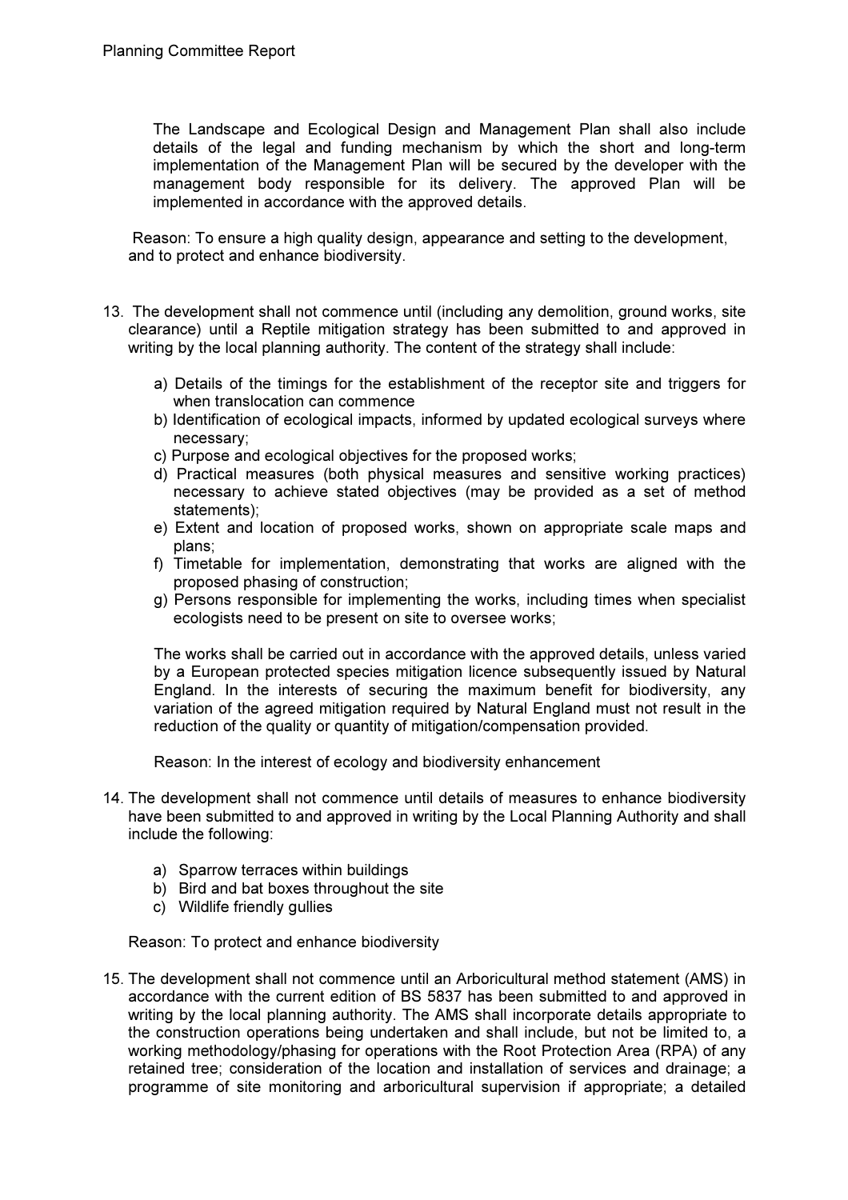The Landscape and Ecological Design and Management Plan shall also include details of the legal and funding mechanism by which the short and long-term implementation of the Management Plan will be secured by the developer with the management body responsible for its delivery. The approved Plan will be implemented in accordance with the approved details.

Reason: To ensure a high quality design, appearance and setting to the development, and to protect and enhance biodiversity.

13. The development shall not commence until (including any demolition, ground works, site clearance) until a Reptile mitigation strategy has been submitted to and approved in writing by the local planning authority. The content of the strategy shall include:

    a) Details of the timings for the establishment of the receptor site and triggers for when translocation can commence
    b) Identification of ecological impacts, informed by updated ecological surveys where necessary;
    c) Purpose and ecological objectives for the proposed works;
    d) Practical measures (both physical measures and sensitive working practices) necessary to achieve stated objectives (may be provided as a set of method statements);
    e) Extent and location of proposed works, shown on appropriate scale maps and plans;
    f) Timetable for implementation, demonstrating that works are aligned with the proposed phasing of construction;
    g) Persons responsible for implementing the works, including times when specialist ecologists need to be present on site to oversee works;

    The works shall be carried out in accordance with the approved details, unless varied by a European protected species mitigation licence subsequently issued by Natural England. In the interests of securing the maximum benefit for biodiversity, any variation of the agreed mitigation required by Natural England must not result in the reduction of the quality or quantity of mitigation/compensation provided.

    Reason: In the interest of ecology and biodiversity enhancement

14. The development shall not commence until details of measures to enhance biodiversity have been submitted to and approved in writing by the Local Planning Authority and shall include the following:

    a) Sparrow terraces within buildings
    b) Bird and bat boxes throughout the site
    c) Wildlife friendly gullies

    Reason: To protect and enhance biodiversity

15. The development shall not commence until an Arboricultural method statement (AMS) in accordance with the current edition of BS 5837 has been submitted to and approved in writing by the local planning authority. The AMS shall incorporate details appropriate to the construction operations being undertaken and shall include, but not be limited to, a working methodology/phasing for operations with the Root Protection Area (RPA) of any retained tree; consideration of the location and installation of services and drainage; a programme of site monitoring and arboricultural supervision if appropriate; a detailed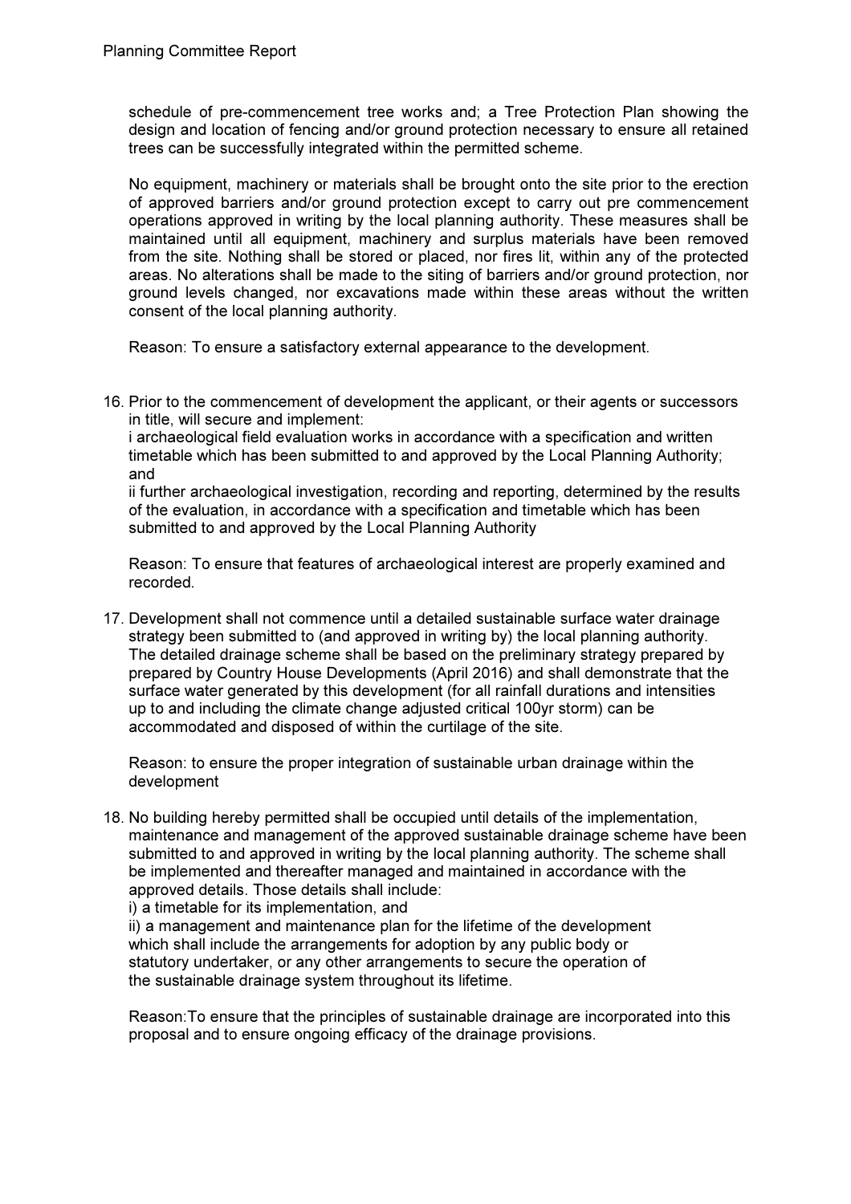schedule of pre-commencement tree works and; a Tree Protection Plan showing the design and location of fencing and/or ground protection necessary to ensure all retained trees can be successfully integrated within the permitted scheme.

No equipment, machinery or materials shall be brought onto the site prior to the erection of approved barriers and/or ground protection except to carry out pre commencement operations approved in writing by the local planning authority. These measures shall be maintained until all equipment, machinery and surplus materials have been removed from the site. Nothing shall be stored or placed, nor fires lit, within any of the protected areas. No alterations shall be made to the siting of barriers and/or ground protection, nor ground levels changed, nor excavations made within these areas without the written consent of the local planning authority.

Reason: To ensure a satisfactory external appearance to the development.

16. Prior to the commencement of development the applicant, or their agents or successors in title, will secure and implement:
i archaeological field evaluation works in accordance with a specification and written timetable which has been submitted to and approved by the Local Planning Authority; and
ii further archaeological investigation, recording and reporting, determined by the results of the evaluation, in accordance with a specification and timetable which has been submitted to and approved by the Local Planning Authority

    Reason: To ensure that features of archaeological interest are properly examined and recorded.

17. Development shall not commence until a detailed sustainable surface water drainage strategy been submitted to (and approved in writing by) the local planning authority. The detailed drainage scheme shall be based on the preliminary strategy prepared by prepared by Country House Developments (April 2016) and shall demonstrate that the surface water generated by this development (for all rainfall durations and intensities up to and including the climate change adjusted critical 100yr storm) can be accommodated and disposed of within the curtilage of the site.

    Reason: to ensure the proper integration of sustainable urban drainage within the development

18. No building hereby permitted shall be occupied until details of the implementation, maintenance and management of the approved sustainable drainage scheme have been submitted to and approved in writing by the local planning authority. The scheme shall be implemented and thereafter managed and maintained in accordance with the approved details. Those details shall include:
i) a timetable for its implementation, and
ii) a management and maintenance plan for the lifetime of the development which shall include the arrangements for adoption by any public body or statutory undertaker, or any other arrangements to secure the operation of the sustainable drainage system throughout its lifetime.

    Reason:To ensure that the principles of sustainable drainage are incorporated into this proposal and to ensure ongoing efficacy of the drainage provisions.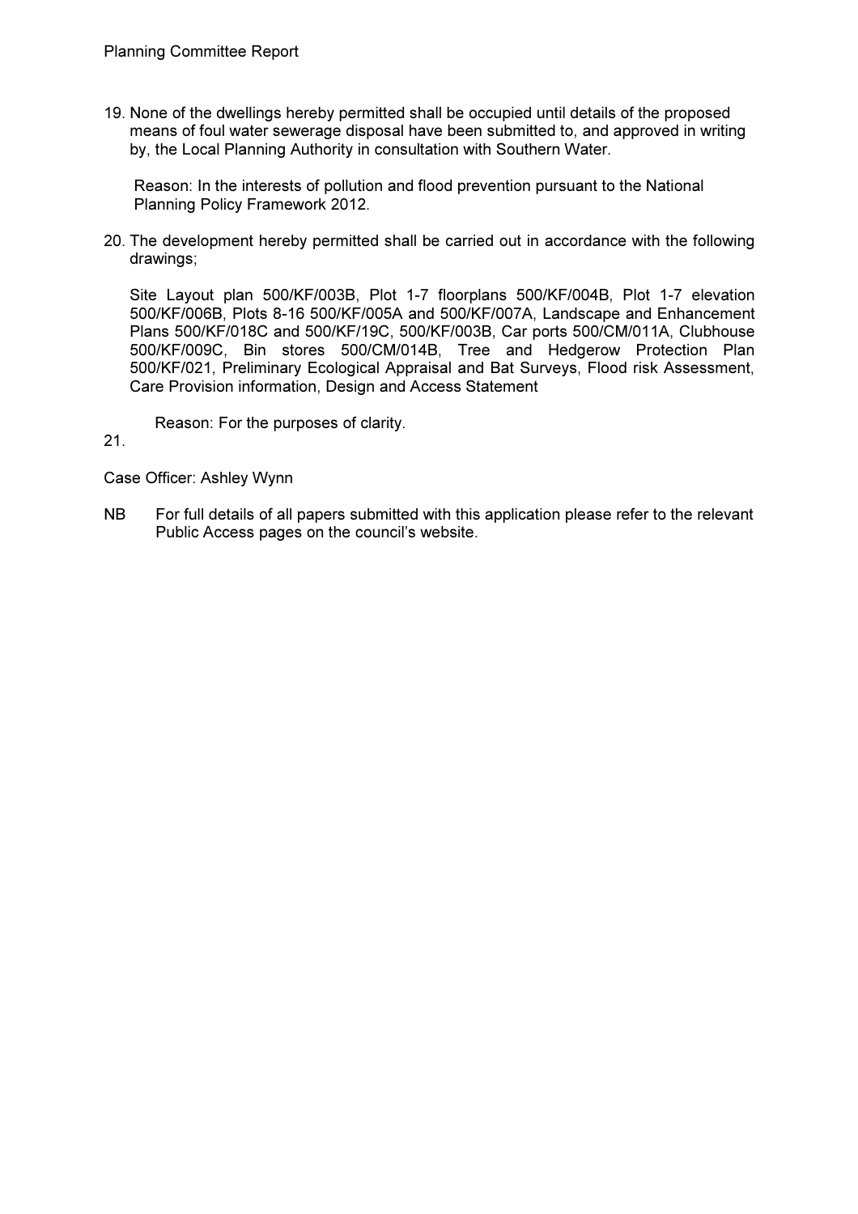19. None of the dwellings hereby permitted shall be occupied until details of the proposed means of foul water sewerage disposal have been submitted to, and approved in writing by, the Local Planning Authority in consultation with Southern Water.

    Reason: In the interests of pollution and flood prevention pursuant to the National Planning Policy Framework 2012.

20. The development hereby permitted shall be carried out in accordance with the following drawings;

    Site Layout plan 500/KF/003B, Plot 1-7 floorplans 500/KF/004B, Plot 1-7 elevation 500/KF/006B, Plots 8-16 500/KF/005A and 500/KF/007A, Landscape and Enhancement Plans 500/KF/018C and 500/KF/19C, 500/KF/003B, Car ports 500/CM/011A, Clubhouse 500/KF/009C, Bin stores 500/CM/014B, Tree and Hedgerow Protection Plan 500/KF/021, Preliminary Ecological Appraisal and Bat Surveys, Flood risk Assessment, Care Provision information, Design and Access Statement

    Reason: For the purposes of clarity.

21.

Case Officer: Ashley Wynn

NB For full details of all papers submitted with this application please refer to the relevant Public Access pages on the council's website.